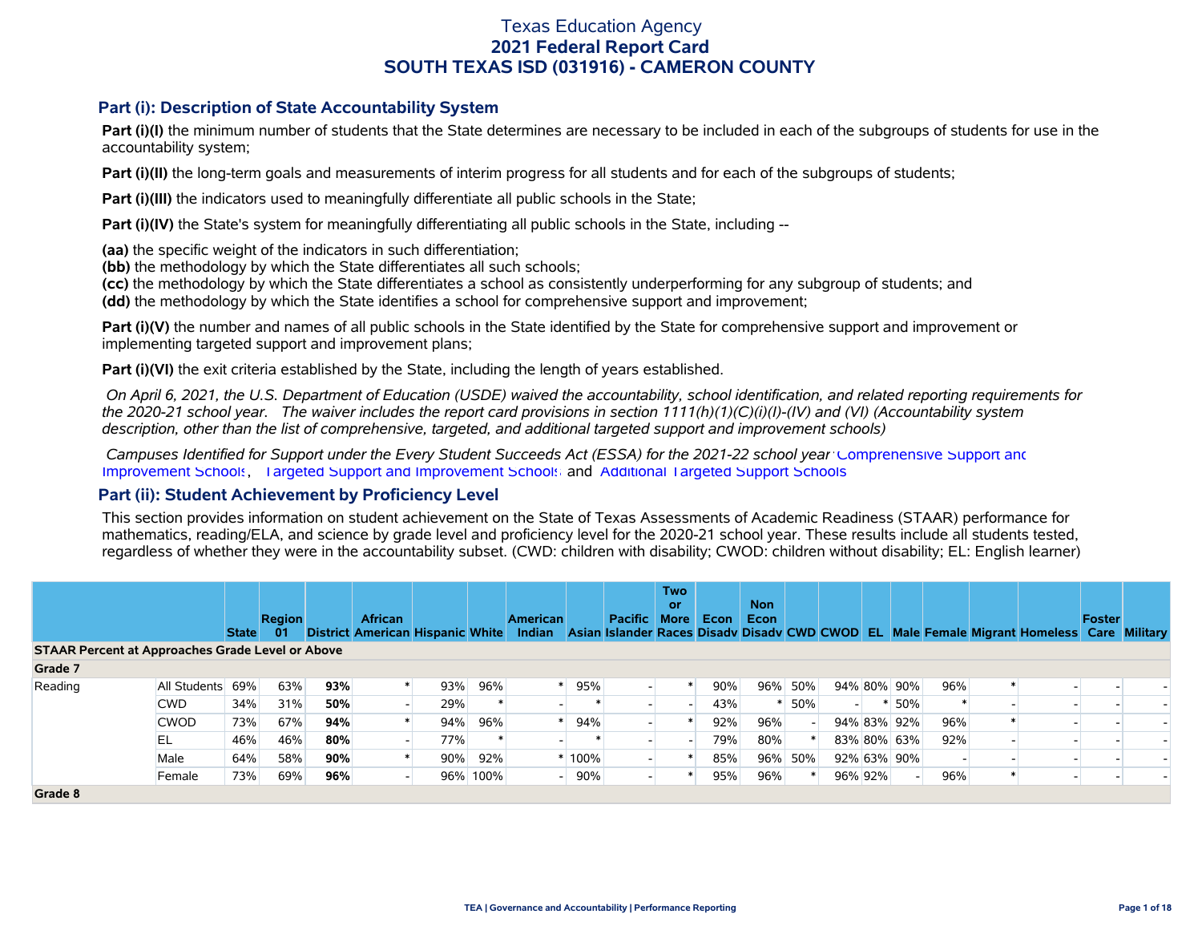# Texas Education Agency
## 2021 Federal Report Card
## SOUTH TEXAS ISD (031916) - CAMERON COUNTY

### Part (i): Description of State Accountability System

**Part (i)(I)** the minimum number of students that the State determines are necessary to be included in each of the subgroups of students for use in the accountability system;

**Part (i)(II)** the long-term goals and measurements of interim progress for all students and for each of the subgroups of students;

**Part (i)(III)** the indicators used to meaningfully differentiate all public schools in the State;

**Part (i)(IV)** the State's system for meaningfully differentiating all public schools in the State, including --

**(aa)** the specific weight of the indicators in such differentiation;
**(bb)** the methodology by which the State differentiates all such schools;
**(cc)** the methodology by which the State differentiates a school as consistently underperforming for any subgroup of students; and
**(dd)** the methodology by which the State identifies a school for comprehensive support and improvement;

**Part (i)(V)** the number and names of all public schools in the State identified by the State for comprehensive support and improvement or implementing targeted support and improvement plans;

**Part (i)(VI)** the exit criteria established by the State, including the length of years established.

*On April 6, 2021, the U.S. Department of Education (USDE) waived the accountability, school identification, and related reporting requirements for the 2020-21 school year. The waiver includes the report card provisions in section 1111(h)(1)(C)(i)(I)-(IV) and (VI) (Accountability system description, other than the list of comprehensive, targeted, and additional targeted support and improvement schools)*

*Campuses Identified for Support under the Every Student Succeeds Act (ESSA) for the 2021-22 school year:* Comprehensive Support and Improvement Schools, Targeted Support and Improvement Schools, and Additional Targeted Support Schools

### Part (ii): Student Achievement by Proficiency Level

This section provides information on student achievement on the State of Texas Assessments of Academic Readiness (STAAR) performance for mathematics, reading/ELA, and science by grade level and proficiency level for the 2020-21 school year. These results include all students tested, regardless of whether they were in the accountability subset. (CWD: children with disability; CWOD: children without disability; EL: English learner)

| | | State | Region 01 | District | African American | Hispanic | White | American Indian | Asian | Pacific Islander | Two or More Races | Econ Disadv | Non Econ Disadv | CWD | CWOD | EL | Male | Female | Migrant | Homeless | Foster Care | Military |
|---|---|---|---|---|---|---|---|---|---|---|---|---|---|---|---|---|---|---|---|---|---|---|
| **STAAR Percent at Approaches Grade Level or Above** | | | | | | | | | | | | | | | | | | | | | | |
| **Grade 7** | | | | | | | | | | | | | | | | | | | | | | |
| Reading | All Students | 69% | 63% | **93%** | * | 93% | 96% | * | 95% | - | * | 90% | 96% | 50% | 94% | 80% | 90% | 96% | * | - | - | - |
| | CWD | 34% | 31% | **50%** | - | 29% | * | - | * | - | - | 43% | * | 50% | - | * | 50% | * | - | - | - | - |
| | CWOD | 73% | 67% | **94%** | * | 94% | 96% | * | 94% | - | * | 92% | 96% | - | 94% | 83% | 92% | 96% | * | - | - | - |
| | EL | 46% | 46% | **80%** | - | 77% | * | - | * | - | - | 79% | 80% | * | 83% | 80% | 63% | 92% | - | - | - | - |
| | Male | 64% | 58% | **90%** | * | 90% | 92% | * | 100% | - | * | 85% | 96% | 50% | 92% | 63% | 90% | - | - | - | - | - |
| | Female | 73% | 69% | **96%** | - | 96% | 100% | - | 90% | - | * | 95% | 96% | * | 96% | 92% | - | 96% | * | - | - | - |
| **Grade 8** | | | | | | | | | | | | | | | | | | | | | | |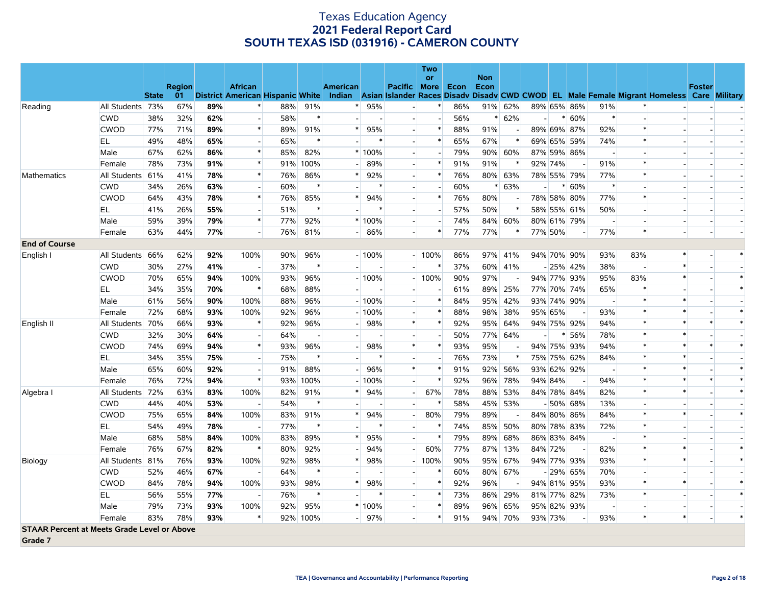# Texas Education Agency
## 2021 Federal Report Card
## SOUTH TEXAS ISD (031916) - CAMERON COUNTY

| | | State | Region 01 | District | African American | Hispanic | White | American Indian | Asian | Pacific Islander | Two or More Races | Econ Disadv | Non Econ Disadv | CWD | CWOD | EL | Male | Female | Migrant | Homeless | Foster Care | Military |
|---|---|---|---|---|---|---|---|---|---|---|---|---|---|---|---|---|---|---|---|---|---|---|
| Reading | All Students | 73% | 67% | **89%** | * | 88% | 91% | * | 95% | - | * | 86% | 91% | 62% | 89% | 65% | 86% | 91% | * | - | - | - |
| | CWD | 38% | 32% | **62%** | - | 58% | * | - | - | - | - | 56% | * | 62% | - | * | 60% | * | - | - | - | - |
| | CWOD | 77% | 71% | **89%** | * | 89% | 91% | * | 95% | - | * | 88% | 91% | - | 89% | 69% | 87% | 92% | * | - | - | - |
| | EL | 49% | 48% | **65%** | - | 65% | * | - | * | - | * | 65% | 67% | * | 69% | 65% | 59% | 74% | * | - | - | - |
| | Male | 67% | 62% | **86%** | * | 85% | 82% | * | 100% | - | - | 79% | 90% | 60% | 87% | 59% | 86% | - | - | - | - | - |
| | Female | 78% | 73% | **91%** | * | 91% | 100% | - | 89% | - | * | 91% | 91% | * | 92% | 74% | - | 91% | * | - | - | - |
| Mathematics | All Students | 61% | 41% | **78%** | * | 76% | 86% | * | 92% | - | * | 76% | 80% | 63% | 78% | 55% | 79% | 77% | * | - | - | - |
| | CWD | 34% | 26% | **63%** | - | 60% | * | - | * | - | - | 60% | * | 63% | - | * | 60% | * | - | - | - | - |
| | CWOD | 64% | 43% | **78%** | * | 76% | 85% | * | 94% | - | * | 76% | 80% | - | 78% | 58% | 80% | 77% | * | - | - | - |
| | EL | 41% | 26% | **55%** | - | 51% | * | - | * | - | - | 57% | 50% | * | 58% | 55% | 61% | 50% | - | - | - | - |
| | Male | 59% | 39% | **79%** | * | 77% | 92% | * | 100% | - | - | 74% | 84% | 60% | 80% | 61% | 79% | - | - | - | - | - |
| | Female | 63% | 44% | **77%** | - | 76% | 81% | - | 86% | - | * | 77% | 77% | * | 77% | 50% | - | 77% | * | - | - | - |
| **End of Course** | | | | | | | | | | | | | | | | | | | | | | |
| English I | All Students | 66% | 62% | **92%** | 100% | 90% | 96% | - | 100% | - | 100% | 86% | 97% | 41% | 94% | 70% | 90% | 93% | 83% | * | - | * |
| | CWD | 30% | 27% | **41%** | - | 37% | * | - | - | - | * | 37% | 60% | 41% | - | 25% | 42% | 38% | - | * | - | - |
| | CWOD | 70% | 65% | **94%** | 100% | 93% | 96% | - | 100% | - | 100% | 90% | 97% | - | 94% | 77% | 93% | 95% | 83% | * | - | * |
| | EL | 34% | 35% | **70%** | * | 68% | 88% | - | - | - | - | 61% | 89% | 25% | 77% | 70% | 74% | 65% | * | - | - | * |
| | Male | 61% | 56% | **90%** | 100% | 88% | 96% | - | 100% | - | * | 84% | 95% | 42% | 93% | 74% | 90% | - | * | * | - | - |
| | Female | 72% | 68% | **93%** | 100% | 92% | 96% | - | 100% | - | * | 88% | 98% | 38% | 95% | 65% | - | 93% | * | * | - | * |
| English II | All Students | 70% | 66% | **93%** | * | 92% | 96% | - | 98% | * | * | 92% | 95% | 64% | 94% | 75% | 92% | 94% | * | * | * | * |
| | CWD | 32% | 30% | **64%** | - | 64% | - | - | - | - | - | 50% | 77% | 64% | - | * | 56% | 78% | * | * | - | - |
| | CWOD | 74% | 69% | **94%** | * | 93% | 96% | - | 98% | * | * | 93% | 95% | - | 94% | 75% | 93% | 94% | * | * | * | * |
| | EL | 34% | 35% | **75%** | - | 75% | * | - | * | - | - | 76% | 73% | * | 75% | 75% | 62% | 84% | * | * | - | - |
| | Male | 65% | 60% | **92%** | - | 91% | 88% | - | 96% | * | * | 91% | 92% | 56% | 93% | 62% | 92% | - | * | * | - | * |
| | Female | 76% | 72% | **94%** | * | 93% | 100% | - | 100% | - | * | 92% | 96% | 78% | 94% | 84% | - | 94% | * | * | * | * |
| Algebra I | All Students | 72% | 63% | **83%** | 100% | 82% | 91% | * | 94% | - | 67% | 78% | 88% | 53% | 84% | 78% | 84% | 82% | * | * | - | * |
| | CWD | 44% | 40% | **53%** | - | 54% | * | - | - | - | * | 58% | 45% | 53% | - | 50% | 68% | 13% | - | - | - | - |
| | CWOD | 75% | 65% | **84%** | 100% | 83% | 91% | * | 94% | - | 80% | 79% | 89% | - | 84% | 80% | 86% | 84% | * | * | - | * |
| | EL | 54% | 49% | **78%** | - | 77% | * | - | * | - | * | 74% | 85% | 50% | 80% | 78% | 83% | 72% | * | - | - | - |
| | Male | 68% | 58% | **84%** | 100% | 83% | 89% | * | 95% | - | * | 79% | 89% | 68% | 86% | 83% | 84% | - | * | - | - | - |
| | Female | 76% | 67% | **82%** | * | 80% | 92% | - | 94% | - | 60% | 77% | 87% | 13% | 84% | 72% | - | 82% | * | * | - | * |
| Biology | All Students | 81% | 76% | **93%** | 100% | 92% | 98% | * | 98% | - | 100% | 90% | 95% | 67% | 94% | 77% | 93% | 93% | * | * | - | * |
| | CWD | 52% | 46% | **67%** | - | 64% | * | - | - | - | * | 60% | 80% | 67% | - | 29% | 65% | 70% | - | - | - | - |
| | CWOD | 84% | 78% | **94%** | 100% | 93% | 98% | * | 98% | - | * | 92% | 96% | - | 94% | 81% | 95% | 93% | * | * | - | * |
| | EL | 56% | 55% | **77%** | - | 76% | * | - | * | - | * | 73% | 86% | 29% | 81% | 77% | 82% | 73% | * | - | - | * |
| | Male | 79% | 73% | **93%** | 100% | 92% | 95% | * | 100% | - | * | 89% | 96% | 65% | 95% | 82% | 93% | - | - | - | - | - |
| | Female | 83% | 78% | **93%** | * | 92% | 100% | - | 97% | - | * | 91% | 94% | 70% | 93% | 73% | - | 93% | * | * | - | * |
| **STAAR Percent at Meets Grade Level or Above** | | | | | | | | | | | | | | | | | | | | | | |
| **Grade 7** | | | | | | | | | | | | | | | | | | | | | | |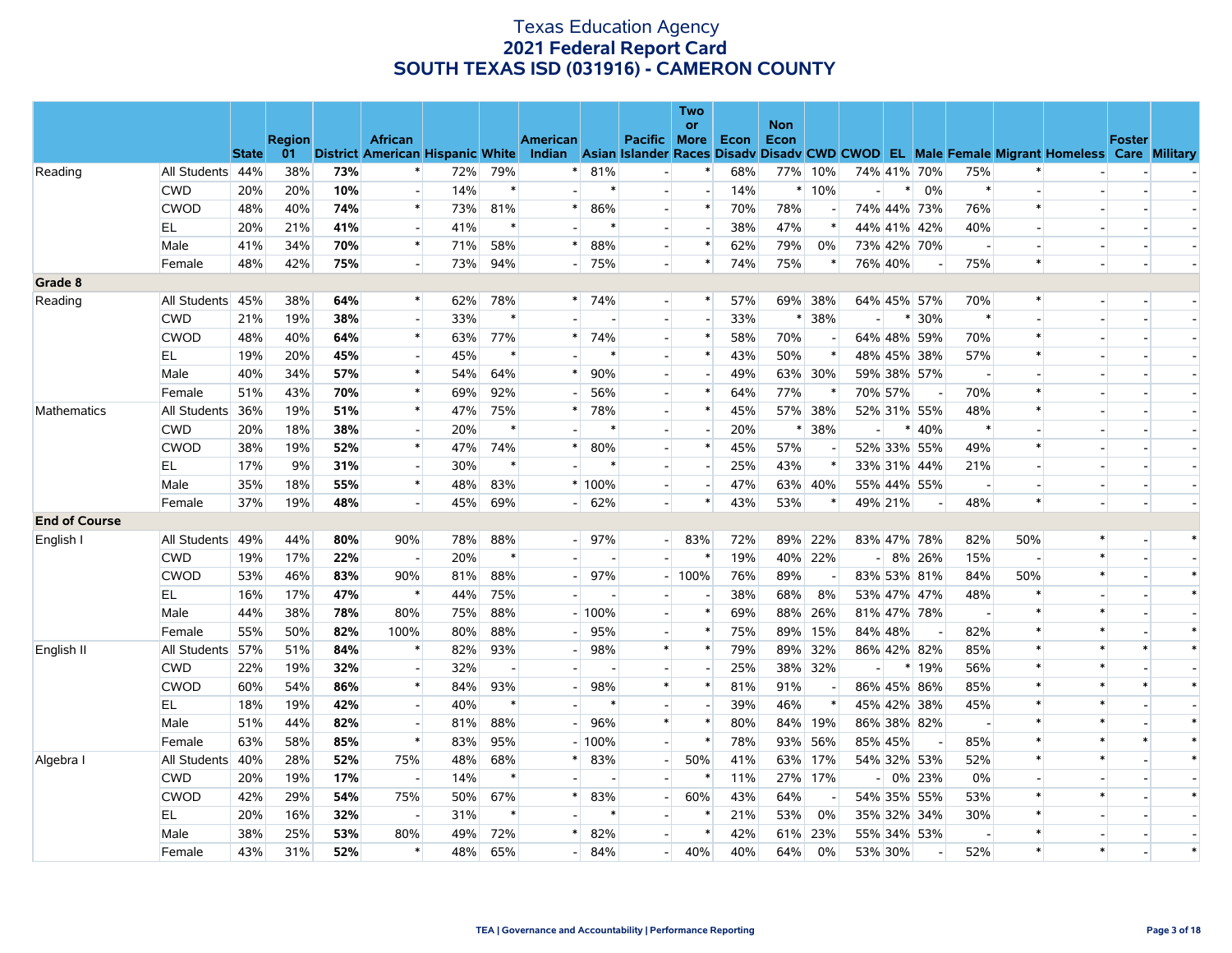# Texas Education Agency
## 2021 Federal Report Card
## SOUTH TEXAS ISD (031916) - CAMERON COUNTY

| | | State | Region 01 | District | African American | Hispanic | White | American Indian | Asian | Pacific Islander | Two or More Races | Econ Disadv | Non Econ Disadv | CWD | CWOD | EL | Male | Female | Migrant | Homeless | Foster Care | Military |
|---|---|---|---|---|---|---|---|---|---|---|---|---|---|---|---|---|---|---|---|---|---|---|
| Reading | All Students | 44% | 38% | **73%** | * | 72% | 79% | * | 81% | - | * | 68% | 77% | 10% | 74% | 41% | 70% | 75% | * | - | - | - |
| | CWD | 20% | 20% | **10%** | - | 14% | * | - | * | - | - | 14% | * | 10% | - | * | 0% | * | - | - | - | - |
| | CWOD | 48% | 40% | **74%** | * | 73% | 81% | * | 86% | - | * | 70% | 78% | - | 74% | 44% | 73% | 76% | * | - | - | - |
| | EL | 20% | 21% | **41%** | - | 41% | * | - | * | - | - | 38% | 47% | * | 44% | 41% | 42% | 40% | - | - | - | - |
| | Male | 41% | 34% | **70%** | * | 71% | 58% | * | 88% | - | * | 62% | 79% | 0% | 73% | 42% | 70% | - | - | - | - | - |
| | Female | 48% | 42% | **75%** | - | 73% | 94% | - | 75% | - | * | 74% | 75% | * | 76% | 40% | - | 75% | * | - | - | - |
| **Grade 8** | | | | | | | | | | | | | | | | | | | | | | |
| Reading | All Students | 45% | 38% | **64%** | * | 62% | 78% | * | 74% | - | * | 57% | 69% | 38% | 64% | 45% | 57% | 70% | * | - | - | - |
| | CWD | 21% | 19% | **38%** | - | 33% | * | - | - | - | - | 33% | * | 38% | - | * | 30% | * | - | - | - | - |
| | CWOD | 48% | 40% | **64%** | * | 63% | 77% | * | 74% | - | * | 58% | 70% | - | 64% | 48% | 59% | 70% | * | - | - | - |
| | EL | 19% | 20% | **45%** | - | 45% | * | - | * | - | * | 43% | 50% | * | 48% | 45% | 38% | 57% | * | - | - | - |
| | Male | 40% | 34% | **57%** | * | 54% | 64% | * | 90% | - | - | 49% | 63% | 30% | 59% | 38% | 57% | - | - | - | - | - |
| | Female | 51% | 43% | **70%** | * | 69% | 92% | - | 56% | - | * | 64% | 77% | * | 70% | 57% | - | 70% | * | - | - | - |
| Mathematics | All Students | 36% | 19% | **51%** | * | 47% | 75% | * | 78% | - | * | 45% | 57% | 38% | 52% | 31% | 55% | 48% | * | - | - | - |
| | CWD | 20% | 18% | **38%** | - | 20% | * | - | * | - | - | 20% | * | 38% | - | * | 40% | * | - | - | - | - |
| | CWOD | 38% | 19% | **52%** | * | 47% | 74% | * | 80% | - | * | 45% | 57% | - | 52% | 33% | 55% | 49% | * | - | - | - |
| | EL | 17% | 9% | **31%** | - | 30% | * | - | * | - | - | 25% | 43% | * | 33% | 31% | 44% | 21% | - | - | - | - |
| | Male | 35% | 18% | **55%** | * | 48% | 83% | * | 100% | - | - | 47% | 63% | 40% | 55% | 44% | 55% | - | - | - | - | - |
| | Female | 37% | 19% | **48%** | - | 45% | 69% | - | 62% | - | * | 43% | 53% | * | 49% | 21% | - | 48% | * | - | - | - |
| **End of Course** | | | | | | | | | | | | | | | | | | | | | | |
| English I | All Students | 49% | 44% | **80%** | 90% | 78% | 88% | - | 97% | - | 83% | 72% | 89% | 22% | 83% | 47% | 78% | 82% | 50% | * | - | * |
| | CWD | 19% | 17% | **22%** | - | 20% | * | - | - | - | * | 19% | 40% | 22% | - | 8% | 26% | 15% | - | * | - | - |
| | CWOD | 53% | 46% | **83%** | 90% | 81% | 88% | - | 97% | - | 100% | 76% | 89% | - | 83% | 53% | 81% | 84% | 50% | * | - | * |
| | EL | 16% | 17% | **47%** | * | 44% | 75% | - | - | - | - | 38% | 68% | 8% | 53% | 47% | 47% | 48% | * | - | - | * |
| | Male | 44% | 38% | **78%** | 80% | 75% | 88% | - | 100% | - | * | 69% | 88% | 26% | 81% | 47% | 78% | - | * | * | - | - |
| | Female | 55% | 50% | **82%** | 100% | 80% | 88% | - | 95% | - | * | 75% | 89% | 15% | 84% | 48% | - | 82% | * | * | - | * |
| English II | All Students | 57% | 51% | **84%** | * | 82% | 93% | - | 98% | * | * | 79% | 89% | 32% | 86% | 42% | 82% | 85% | * | * | * | * |
| | CWD | 22% | 19% | **32%** | - | 32% | - | - | - | - | - | 25% | 38% | 32% | - | * | 19% | 56% | * | * | - | - |
| | CWOD | 60% | 54% | **86%** | * | 84% | 93% | - | 98% | * | * | 81% | 91% | - | 86% | 45% | 86% | 85% | * | * | * | * |
| | EL | 18% | 19% | **42%** | - | 40% | * | - | * | - | - | 39% | 46% | * | 45% | 42% | 38% | 45% | * | * | - | - |
| | Male | 51% | 44% | **82%** | - | 81% | 88% | - | 96% | * | * | 80% | 84% | 19% | 86% | 38% | 82% | - | * | * | - | * |
| | Female | 63% | 58% | **85%** | * | 83% | 95% | - | 100% | - | * | 78% | 93% | 56% | 85% | 45% | - | 85% | * | * | * | * |
| Algebra I | All Students | 40% | 28% | **52%** | 75% | 48% | 68% | * | 83% | - | 50% | 41% | 63% | 17% | 54% | 32% | 53% | 52% | * | * | - | * |
| | CWD | 20% | 19% | **17%** | - | 14% | * | - | - | - | * | 11% | 27% | 17% | - | 0% | 23% | 0% | - | - | - | - |
| | CWOD | 42% | 29% | **54%** | 75% | 50% | 67% | * | 83% | - | 60% | 43% | 64% | - | 54% | 35% | 55% | 53% | * | * | - | * |
| | EL | 20% | 16% | **32%** | - | 31% | * | - | * | - | * | 21% | 53% | 0% | 35% | 32% | 34% | 30% | * | - | - | - |
| | Male | 38% | 25% | **53%** | 80% | 49% | 72% | * | 82% | - | * | 42% | 61% | 23% | 55% | 34% | 53% | - | * | - | - | - |
| | Female | 43% | 31% | **52%** | * | 48% | 65% | - | 84% | - | 40% | 40% | 64% | 0% | 53% | 30% | - | 52% | * | * | - | * |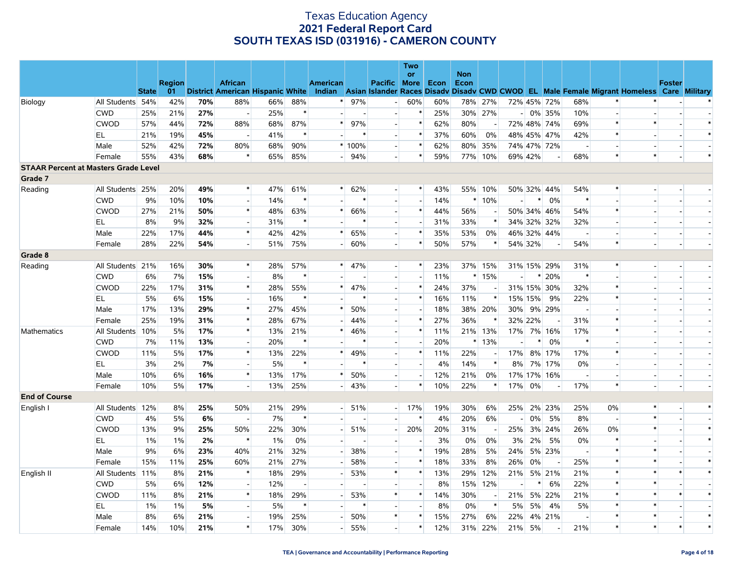# Texas Education Agency
## 2021 Federal Report Card
## SOUTH TEXAS ISD (031916) - CAMERON COUNTY

| | | State | Region 01 | District | African American | Hispanic | White | American Indian | Asian | Pacific Islander | Two or More Races | Econ Disadv | Non Econ Disadv | CWD | CWOD | EL | Male | Female | Migrant | Homeless | Foster Care | Military |
|---|---|---|---|---|---|---|---|---|---|---|---|---|---|---|---|---|---|---|---|---|---|---|
| Biology | All Students | 54% | 42% | **70%** | 88% | 66% | 88% | * | 97% | - | 60% | 60% | 78% | 27% | 72% | 45% | 72% | 68% | * | * | - | * |
| | CWD | 25% | 21% | **27%** | - | 25% | * | - | - | - | * | 25% | 30% | 27% | - | 0% | 35% | 10% | - | - | - | - |
| | CWOD | 57% | 44% | **72%** | 88% | 68% | 87% | * | 97% | - | * | 62% | 80% | - | 72% | 48% | 74% | 69% | * | * | - | * |
| | EL | 21% | 19% | **45%** | - | 41% | * | - | * | - | * | 37% | 60% | 0% | 48% | 45% | 47% | 42% | * | - | - | * |
| | Male | 52% | 42% | **72%** | 80% | 68% | 90% | * | 100% | - | * | 62% | 80% | 35% | 74% | 47% | 72% | - | - | - | - | - |
| | Female | 55% | 43% | **68%** | * | 65% | 85% | - | 94% | - | * | 59% | 77% | 10% | 69% | 42% | - | 68% | * | * | - | * |
| **STAAR Percent at Masters Grade Level** | | | | | | | | | | | | | | | | | | | | | | |
| **Grade 7** | | | | | | | | | | | | | | | | | | | | | | |
| Reading | All Students | 25% | 20% | **49%** | * | 47% | 61% | * | 62% | - | * | 43% | 55% | 10% | 50% | 32% | 44% | 54% | * | - | - | - |
| | CWD | 9% | 10% | **10%** | - | 14% | * | - | * | - | - | 14% | * | 10% | - | * | 0% | * | - | - | - | - |
| | CWOD | 27% | 21% | **50%** | * | 48% | 63% | * | 66% | - | * | 44% | 56% | - | 50% | 34% | 46% | 54% | * | - | - | - |
| | EL | 8% | 9% | **32%** | - | 31% | * | - | * | - | - | 31% | 33% | * | 34% | 32% | 32% | 32% | - | - | - | - |
| | Male | 22% | 17% | **44%** | * | 42% | 42% | * | 65% | - | * | 35% | 53% | 0% | 46% | 32% | 44% | - | - | - | - | - |
| | Female | 28% | 22% | **54%** | - | 51% | 75% | - | 60% | - | * | 50% | 57% | * | 54% | 32% | - | 54% | * | - | - | - |
| **Grade 8** | | | | | | | | | | | | | | | | | | | | | | |
| Reading | All Students | 21% | 16% | **30%** | * | 28% | 57% | * | 47% | - | * | 23% | 37% | 15% | 31% | 15% | 29% | 31% | * | - | - | - |
| | CWD | 6% | 7% | **15%** | - | 8% | * | - | - | - | - | 11% | * | 15% | - | * | 20% | * | - | - | - | - |
| | CWOD | 22% | 17% | **31%** | * | 28% | 55% | * | 47% | - | * | 24% | 37% | - | 31% | 15% | 30% | 32% | * | - | - | - |
| | EL | 5% | 6% | **15%** | - | 16% | * | - | * | - | * | 16% | 11% | * | 15% | 15% | 9% | 22% | * | - | - | - |
| | Male | 17% | 13% | **29%** | * | 27% | 45% | * | 50% | - | - | 18% | 38% | 20% | 30% | 9% | 29% | - | - | - | - | - |
| | Female | 25% | 19% | **31%** | * | 28% | 67% | - | 44% | - | * | 27% | 36% | * | 32% | 22% | - | 31% | * | - | - | - |
| Mathematics | All Students | 10% | 5% | **17%** | * | 13% | 21% | * | 46% | - | * | 11% | 21% | 13% | 17% | 7% | 16% | 17% | * | - | - | - |
| | CWD | 7% | 11% | **13%** | - | 20% | * | - | * | - | - | 20% | * | 13% | - | * | 0% | * | - | - | - | - |
| | CWOD | 11% | 5% | **17%** | * | 13% | 22% | * | 49% | - | * | 11% | 22% | - | 17% | 8% | 17% | 17% | * | - | - | - |
| | EL | 3% | 2% | **7%** | - | 5% | * | - | * | - | - | 4% | 14% | * | 8% | 7% | 17% | 0% | - | - | - | - |
| | Male | 10% | 6% | **16%** | * | 13% | 17% | * | 50% | - | - | 12% | 21% | 0% | 17% | 17% | 16% | - | - | - | - | - |
| | Female | 10% | 5% | **17%** | - | 13% | 25% | - | 43% | - | * | 10% | 22% | * | 17% | 0% | - | 17% | * | - | - | - |
| **End of Course** | | | | | | | | | | | | | | | | | | | | | | |
| English I | All Students | 12% | 8% | **25%** | 50% | 21% | 29% | - | 51% | - | 17% | 19% | 30% | 6% | 25% | 2% | 23% | 25% | 0% | * | - | * |
| | CWD | 4% | 5% | **6%** | - | 7% | * | - | - | - | * | 4% | 20% | 6% | - | 0% | 5% | 8% | - | * | - | - |
| | CWOD | 13% | 9% | **25%** | 50% | 22% | 30% | - | 51% | - | 20% | 20% | 31% | - | 25% | 3% | 24% | 26% | 0% | * | - | * |
| | EL | 1% | 1% | **2%** | * | 1% | 0% | - | - | - | - | 3% | 0% | 0% | 3% | 2% | 5% | 0% | * | - | - | * |
| | Male | 9% | 6% | **23%** | 40% | 21% | 32% | - | 38% | - | * | 19% | 28% | 5% | 24% | 5% | 23% | - | * | * | - | - |
| | Female | 15% | 11% | **25%** | 60% | 21% | 27% | - | 58% | - | * | 18% | 33% | 8% | 26% | 0% | - | 25% | * | * | - | * |
| English II | All Students | 11% | 8% | **21%** | * | 18% | 29% | - | 53% | * | * | 13% | 29% | 12% | 21% | 5% | 21% | 21% | * | * | * | * |
| | CWD | 5% | 6% | **12%** | - | 12% | - | - | - | - | - | 8% | 15% | 12% | - | * | 6% | 22% | * | * | - | - |
| | CWOD | 11% | 8% | **21%** | * | 18% | 29% | - | 53% | * | * | 14% | 30% | - | 21% | 5% | 22% | 21% | * | * | * | * |
| | EL | 1% | 1% | **5%** | - | 5% | * | - | * | - | - | 8% | 0% | * | 5% | 5% | 4% | 5% | * | * | - | - |
| | Male | 8% | 6% | **21%** | - | 19% | 25% | - | 50% | * | * | 15% | 27% | 6% | 22% | 4% | 21% | - | * | * | - | * |
| | Female | 14% | 10% | **21%** | * | 17% | 30% | - | 55% | - | * | 12% | 31% | 22% | 21% | 5% | - | 21% | * | * | * | * |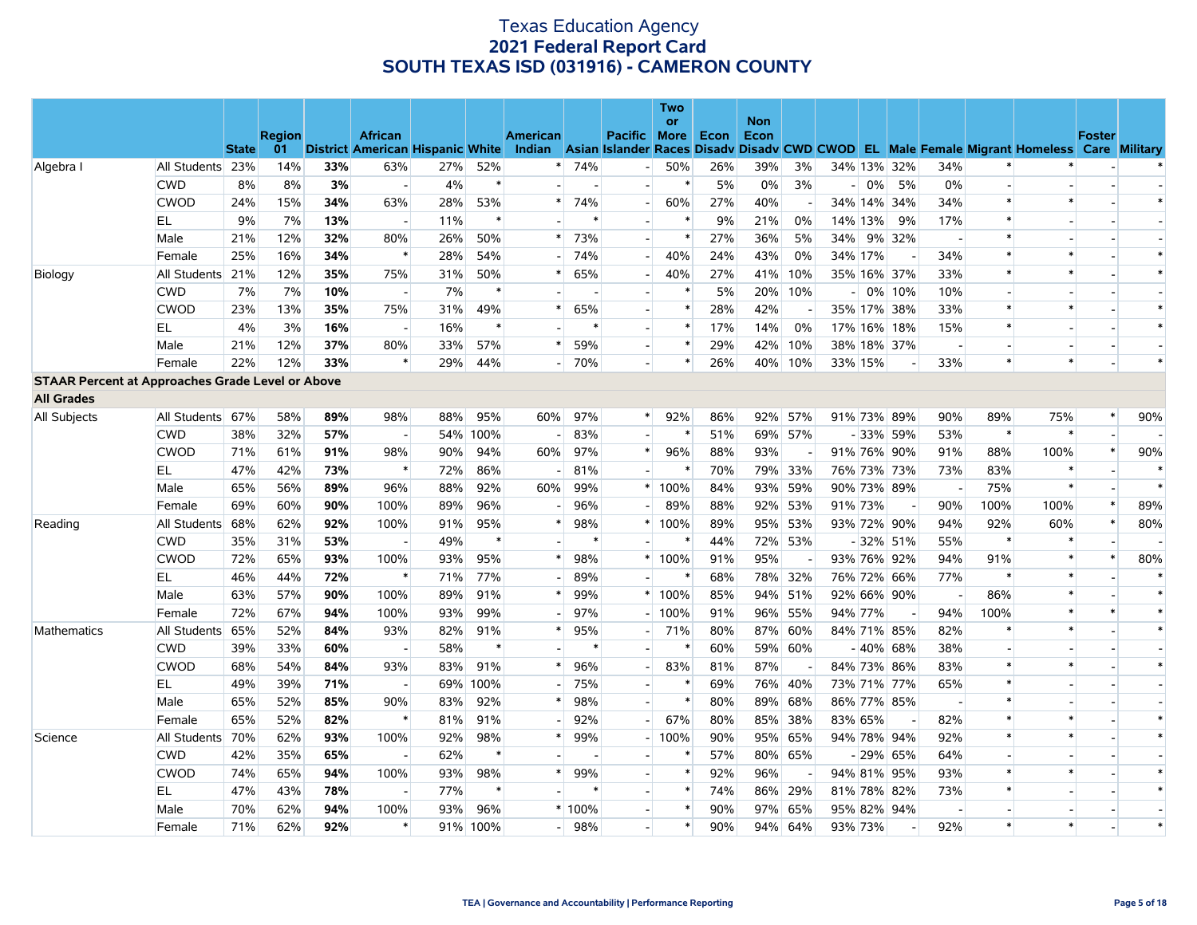# Texas Education Agency
## 2021 Federal Report Card
## SOUTH TEXAS ISD (031916) - CAMERON COUNTY

| | | State | Region 01 | District | African American | Hispanic | White | American Indian | Asian | Pacific Islander | Two or More Races | Econ Disadv | Non Econ Disadv | CWD | CWOD | EL | Male | Female | Migrant | Homeless | Foster Care | Military |
|---|---|---|---|---|---|---|---|---|---|---|---|---|---|---|---|---|---|---|---|---|---|---|
| Algebra I | All Students | 23% | 14% | **33%** | 63% | 27% | 52% | * | 74% | - | 50% | 26% | 39% | 3% | 34% | 13% | 32% | 34% | * | * | - | * |
| | CWD | 8% | 8% | **3%** | - | 4% | * | - | - | - | * | 5% | 0% | 3% | - | 0% | 5% | 0% | - | - | - | - |
| | CWOD | 24% | 15% | **34%** | 63% | 28% | 53% | * | 74% | - | 60% | 27% | 40% | - | 34% | 14% | 34% | 34% | * | * | - | * |
| | EL | 9% | 7% | **13%** | - | 11% | * | - | * | - | * | 9% | 21% | 0% | 14% | 13% | 9% | 17% | * | - | - | - |
| | Male | 21% | 12% | **32%** | 80% | 26% | 50% | * | 73% | - | * | 27% | 36% | 5% | 34% | 9% | 32% | - | * | - | - | - |
| | Female | 25% | 16% | **34%** | * | 28% | 54% | - | 74% | - | 40% | 24% | 43% | 0% | 34% | 17% | - | 34% | * | * | - | * |
| Biology | All Students | 21% | 12% | **35%** | 75% | 31% | 50% | * | 65% | - | 40% | 27% | 41% | 10% | 35% | 16% | 37% | 33% | * | * | - | * |
| | CWD | 7% | 7% | **10%** | - | 7% | * | - | - | - | * | 5% | 20% | 10% | - | 0% | 10% | 10% | - | - | - | - |
| | CWOD | 23% | 13% | **35%** | 75% | 31% | 49% | * | 65% | - | * | 28% | 42% | - | 35% | 17% | 38% | 33% | * | * | - | * |
| | EL | 4% | 3% | **16%** | - | 16% | * | - | * | - | * | 17% | 14% | 0% | 17% | 16% | 18% | 15% | * | - | - | * |
| | Male | 21% | 12% | **37%** | 80% | 33% | 57% | * | 59% | - | * | 29% | 42% | 10% | 38% | 18% | 37% | - | - | - | - | - |
| | Female | 22% | 12% | **33%** | * | 29% | 44% | - | 70% | - | * | 26% | 40% | 10% | 33% | 15% | - | 33% | * | * | - | * |
| **STAAR Percent at Approaches Grade Level or Above** | | | | | | | | | | | | | | | | | | | | | | |
| **All Grades** | | | | | | | | | | | | | | | | | | | | | | |
| All Subjects | All Students | 67% | 58% | **89%** | 98% | 88% | 95% | 60% | 97% | * | 92% | 86% | 92% | 57% | 91% | 73% | 89% | 90% | 89% | 75% | * | 90% |
| | CWD | 38% | 32% | **57%** | - | 54% | 100% | - | 83% | - | * | 51% | 69% | 57% | - | 33% | 59% | 53% | * | * | - | - |
| | CWOD | 71% | 61% | **91%** | 98% | 90% | 94% | 60% | 97% | * | 96% | 88% | 93% | - | 91% | 76% | 90% | 91% | 88% | 100% | * | 90% |
| | EL | 47% | 42% | **73%** | * | 72% | 86% | - | 81% | - | * | 70% | 79% | 33% | 76% | 73% | 73% | 73% | 83% | * | - | * |
| | Male | 65% | 56% | **89%** | 96% | 88% | 92% | 60% | 99% | * | 100% | 84% | 93% | 59% | 90% | 73% | 89% | - | 75% | * | - | * |
| | Female | 69% | 60% | **90%** | 100% | 89% | 96% | - | 96% | - | 89% | 88% | 92% | 53% | 91% | 73% | - | 90% | 100% | 100% | * | 89% |
| Reading | All Students | 68% | 62% | **92%** | 100% | 91% | 95% | * | 98% | * | 100% | 89% | 95% | 53% | 93% | 72% | 90% | 94% | 92% | 60% | * | 80% |
| | CWD | 35% | 31% | **53%** | - | 49% | * | - | * | - | * | 44% | 72% | 53% | - | 32% | 51% | 55% | * | * | - | - |
| | CWOD | 72% | 65% | **93%** | 100% | 93% | 95% | * | 98% | * | 100% | 91% | 95% | - | 93% | 76% | 92% | 94% | 91% | * | * | 80% |
| | EL | 46% | 44% | **72%** | * | 71% | 77% | - | 89% | - | * | 68% | 78% | 32% | 76% | 72% | 66% | 77% | * | * | - | * |
| | Male | 63% | 57% | **90%** | 100% | 89% | 91% | * | 99% | * | 100% | 85% | 94% | 51% | 92% | 66% | 90% | - | 86% | * | - | * |
| | Female | 72% | 67% | **94%** | 100% | 93% | 99% | - | 97% | - | 100% | 91% | 96% | 55% | 94% | 77% | - | 94% | 100% | * | * | * |
| Mathematics | All Students | 65% | 52% | **84%** | 93% | 82% | 91% | * | 95% | - | 71% | 80% | 87% | 60% | 84% | 71% | 85% | 82% | * | * | - | * |
| | CWD | 39% | 33% | **60%** | - | 58% | * | - | * | - | * | 60% | 59% | 60% | - | 40% | 68% | 38% | - | - | - | - |
| | CWOD | 68% | 54% | **84%** | 93% | 83% | 91% | * | 96% | - | 83% | 81% | 87% | - | 84% | 73% | 86% | 83% | * | * | - | * |
| | EL | 49% | 39% | **71%** | - | 69% | 100% | - | 75% | - | * | 69% | 76% | 40% | 73% | 71% | 77% | 65% | * | - | - | - |
| | Male | 65% | 52% | **85%** | 90% | 83% | 92% | * | 98% | - | * | 80% | 89% | 68% | 86% | 77% | 85% | - | * | - | - | - |
| | Female | 65% | 52% | **82%** | * | 81% | 91% | - | 92% | - | 67% | 80% | 85% | 38% | 83% | 65% | - | 82% | * | * | - | * |
| Science | All Students | 70% | 62% | **93%** | 100% | 92% | 98% | * | 99% | - | 100% | 90% | 95% | 65% | 94% | 78% | 94% | 92% | * | * | - | * |
| | CWD | 42% | 35% | **65%** | - | 62% | * | - | - | - | * | 57% | 80% | 65% | - | 29% | 65% | 64% | - | - | - | - |
| | CWOD | 74% | 65% | **94%** | 100% | 93% | 98% | * | 99% | - | * | 92% | 96% | - | 94% | 81% | 95% | 93% | * | * | - | * |
| | EL | 47% | 43% | **78%** | - | 77% | * | - | * | - | * | 74% | 86% | 29% | 81% | 78% | 82% | 73% | * | - | - | * |
| | Male | 70% | 62% | **94%** | 100% | 93% | 96% | * | 100% | - | * | 90% | 97% | 65% | 95% | 82% | 94% | - | - | - | - | - |
| | Female | 71% | 62% | **92%** | * | 91% | 100% | - | 98% | - | * | 90% | 94% | 64% | 93% | 73% | - | 92% | * | * | - | * |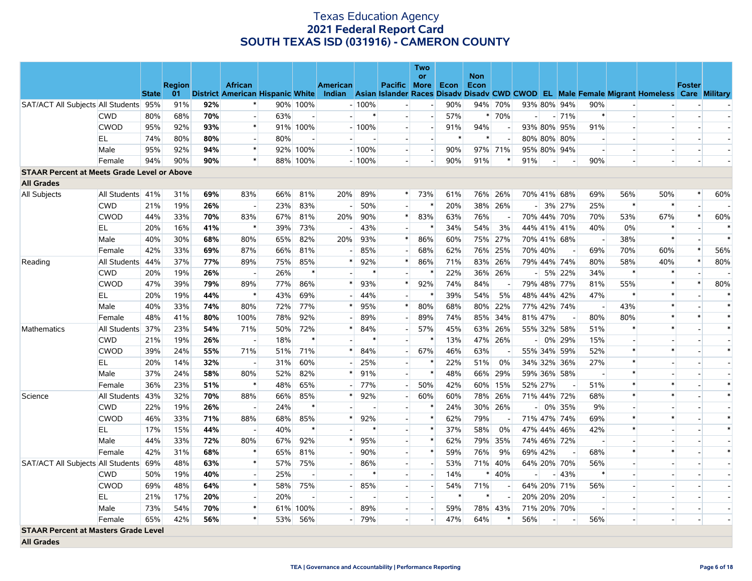# Texas Education Agency
## 2021 Federal Report Card
## SOUTH TEXAS ISD (031916) - CAMERON COUNTY

| | | State | Region 01 | District | African American | Hispanic | White | American Indian | Asian | Pacific Islander | Two or More Races | Econ Disadv | Non Econ Disadv | CWD | CWOD | EL | Male | Female | Migrant | Homeless | Foster Care | Military |
|---|---|---|---|---|---|---|---|---|---|---|---|---|---|---|---|---|---|---|---|---|---|---|
| SAT/ACT All Subjects | All Students | 95% | 91% | **92%** | * | 90% | 100% | - | 100% | - | - | 90% | 94% | 70% | 93% | 80% | 94% | 90% | - | - | - | - |
| | CWD | 80% | 68% | **70%** | - | 63% | - | - | * | - | - | 57% | * | 70% | - | - | 71% | * | - | - | - | - |
| | CWOD | 95% | 92% | **93%** | * | 91% | 100% | - | 100% | - | - | 91% | 94% | - | 93% | 80% | 95% | 91% | - | - | - | - |
| | EL | 74% | 80% | **80%** | - | 80% | - | - | - | - | - | * | * | - | 80% | 80% | 80% | - | - | - | - | - |
| | Male | 95% | 92% | **94%** | * | 92% | 100% | - | 100% | - | - | 90% | 97% | 71% | 95% | 80% | 94% | - | - | - | - | - |
| | Female | 94% | 90% | **90%** | * | 88% | 100% | - | 100% | - | - | 90% | 91% | * | 91% | - | - | 90% | - | - | - | - |
| **STAAR Percent at Meets Grade Level or Above** | | | | | | | | | | | | | | | | | | | | | | |
| **All Grades** | | | | | | | | | | | | | | | | | | | | | | |
| All Subjects | All Students | 41% | 31% | **69%** | 83% | 66% | 81% | 20% | 89% | * | 73% | 61% | 76% | 26% | 70% | 41% | 68% | 69% | 56% | 50% | * | 60% |
| | CWD | 21% | 19% | **26%** | - | 23% | 83% | - | 50% | - | * | 20% | 38% | 26% | - | 3% | 27% | 25% | * | * | - | - |
| | CWOD | 44% | 33% | **70%** | 83% | 67% | 81% | 20% | 90% | * | 83% | 63% | 76% | - | 70% | 44% | 70% | 70% | 53% | 67% | * | 60% |
| | EL | 20% | 16% | **41%** | * | 39% | 73% | - | 43% | - | * | 34% | 54% | 3% | 44% | 41% | 41% | 40% | 0% | * | - | * |
| | Male | 40% | 30% | **68%** | 80% | 65% | 82% | 20% | 93% | * | 86% | 60% | 75% | 27% | 70% | 41% | 68% | - | 38% | * | - | * |
| | Female | 42% | 33% | **69%** | 87% | 66% | 81% | - | 85% | - | 68% | 62% | 76% | 25% | 70% | 40% | - | 69% | 70% | 60% | * | 56% |
| Reading | All Students | 44% | 37% | **77%** | 89% | 75% | 85% | * | 92% | * | 86% | 71% | 83% | 26% | 79% | 44% | 74% | 80% | 58% | 40% | * | 80% |
| | CWD | 20% | 19% | **26%** | - | 26% | * | - | * | - | * | 22% | 36% | 26% | - | 5% | 22% | 34% | * | * | - | - |
| | CWOD | 47% | 39% | **79%** | 89% | 77% | 86% | * | 93% | * | 92% | 74% | 84% | - | 79% | 48% | 77% | 81% | 55% | * | * | 80% |
| | EL | 20% | 19% | **44%** | * | 43% | 69% | - | 44% | - | * | 39% | 54% | 5% | 48% | 44% | 42% | 47% | * | * | - | * |
| | Male | 40% | 33% | **74%** | 80% | 72% | 77% | * | 95% | * | 80% | 68% | 80% | 22% | 77% | 42% | 74% | - | 43% | * | - | * |
| | Female | 48% | 41% | **80%** | 100% | 78% | 92% | - | 89% | - | 89% | 74% | 85% | 34% | 81% | 47% | - | 80% | 80% | * | * | * |
| Mathematics | All Students | 37% | 23% | **54%** | 71% | 50% | 72% | * | 84% | - | 57% | 45% | 63% | 26% | 55% | 32% | 58% | 51% | * | * | - | * |
| | CWD | 21% | 19% | **26%** | - | 18% | * | - | * | - | * | 13% | 47% | 26% | - | 0% | 29% | 15% | - | - | - | - |
| | CWOD | 39% | 24% | **55%** | 71% | 51% | 71% | * | 84% | - | 67% | 46% | 63% | - | 55% | 34% | 59% | 52% | * | * | - | * |
| | EL | 20% | 14% | **32%** | - | 31% | 60% | - | 25% | - | * | 22% | 51% | 0% | 34% | 32% | 36% | 27% | * | - | - | - |
| | Male | 37% | 24% | **58%** | 80% | 52% | 82% | * | 91% | - | * | 48% | 66% | 29% | 59% | 36% | 58% | - | * | - | - | - |
| | Female | 36% | 23% | **51%** | * | 48% | 65% | - | 77% | - | 50% | 42% | 60% | 15% | 52% | 27% | - | 51% | * | * | - | * |
| Science | All Students | 43% | 32% | **70%** | 88% | 66% | 85% | * | 92% | - | 60% | 60% | 78% | 26% | 71% | 44% | 72% | 68% | * | * | - | * |
| | CWD | 22% | 19% | **26%** | - | 24% | * | - | - | - | * | 24% | 30% | 26% | - | 0% | 35% | 9% | - | - | - | - |
| | CWOD | 46% | 33% | **71%** | 88% | 68% | 85% | * | 92% | - | * | 62% | 79% | - | 71% | 47% | 74% | 69% | * | * | - | * |
| | EL | 17% | 15% | **44%** | - | 40% | * | - | * | - | * | 37% | 58% | 0% | 47% | 44% | 46% | 42% | * | - | - | * |
| | Male | 44% | 33% | **72%** | 80% | 67% | 92% | * | 95% | - | * | 62% | 79% | 35% | 74% | 46% | 72% | - | - | - | - | - |
| | Female | 42% | 31% | **68%** | * | 65% | 81% | - | 90% | - | * | 59% | 76% | 9% | 69% | 42% | - | 68% | * | * | - | * |
| SAT/ACT All Subjects | All Students | 69% | 48% | **63%** | * | 57% | 75% | - | 86% | - | - | 53% | 71% | 40% | 64% | 20% | 70% | 56% | - | - | - | - |
| | CWD | 50% | 19% | **40%** | - | 25% | - | - | * | - | - | 14% | * | 40% | - | - | 43% | * | - | - | - | - |
| | CWOD | 69% | 48% | **64%** | * | 58% | 75% | - | 85% | - | - | 54% | 71% | - | 64% | 20% | 71% | 56% | - | - | - | - |
| | EL | 21% | 17% | **20%** | - | 20% | - | - | - | - | - | * | * | - | 20% | 20% | 20% | - | - | - | - | - |
| | Male | 73% | 54% | **70%** | * | 61% | 100% | - | 89% | - | - | 59% | 78% | 43% | 71% | 20% | 70% | - | - | - | - | - |
| | Female | 65% | 42% | **56%** | * | 53% | 56% | - | 79% | - | - | 47% | 64% | * | 56% | - | - | 56% | - | - | - | - |
| **STAAR Percent at Masters Grade Level** | | | | | | | | | | | | | | | | | | | | | | |
| **All Grades** | | | | | | | | | | | | | | | | | | | | | | |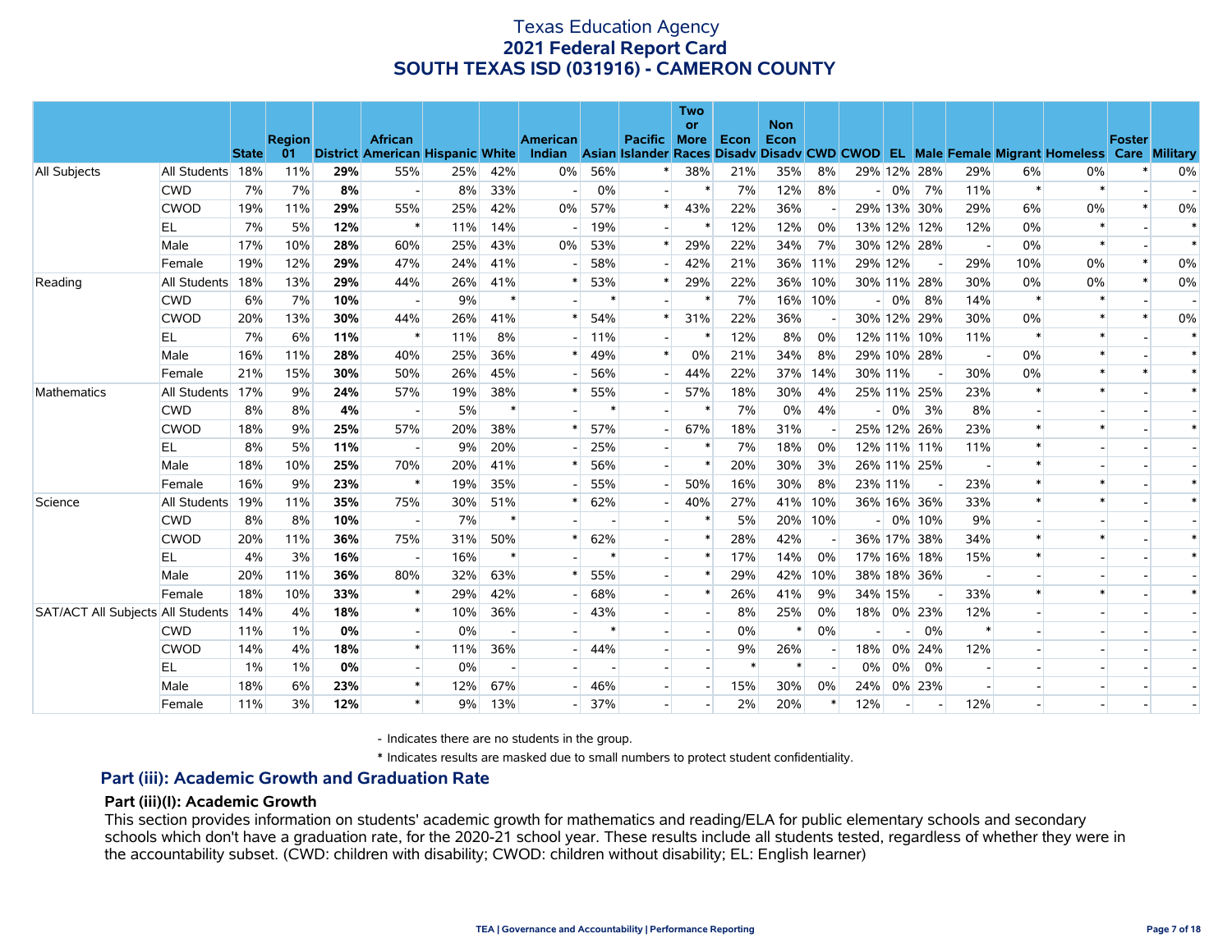# Texas Education Agency
## 2021 Federal Report Card
## SOUTH TEXAS ISD (031916) - CAMERON COUNTY

| | | State | Region 01 | District | African American | Hispanic | White | American Indian | Asian | Pacific Islander | Two or More Races | Econ Disadv | Non Econ Disadv | CWD | CWOD | EL | Male | Female | Migrant | Homeless | Foster Care | Military |
|---|---|---|---|---|---|---|---|---|---|---|---|---|---|---|---|---|---|---|---|---|---|---|
| All Subjects | All Students | 18% | 11% | **29%** | 55% | 25% | 42% | 0% | 56% | * | 38% | 21% | 35% | 8% | 29% | 12% | 28% | 29% | 6% | 0% | * | 0% |
| | CWD | 7% | 7% | **8%** | - | 8% | 33% | - | 0% | - | * | 7% | 12% | 8% | - | 0% | 7% | 11% | * | * | - | - |
| | CWOD | 19% | 11% | **29%** | 55% | 25% | 42% | 0% | 57% | * | 43% | 22% | 36% | - | 29% | 13% | 30% | 29% | 6% | 0% | * | 0% |
| | EL | 7% | 5% | **12%** | * | 11% | 14% | - | 19% | - | * | 12% | 12% | 0% | 13% | 12% | 12% | 12% | 0% | * | - | * |
| | Male | 17% | 10% | **28%** | 60% | 25% | 43% | 0% | 53% | * | 29% | 22% | 34% | 7% | 30% | 12% | 28% | - | 0% | * | - | * |
| | Female | 19% | 12% | **29%** | 47% | 24% | 41% | - | 58% | - | 42% | 21% | 36% | 11% | 29% | 12% | - | 29% | 10% | 0% | * | 0% |
| Reading | All Students | 18% | 13% | **29%** | 44% | 26% | 41% | * | 53% | * | 29% | 22% | 36% | 10% | 30% | 11% | 28% | 30% | 0% | 0% | * | 0% |
| | CWD | 6% | 7% | **10%** | - | 9% | * | - | * | - | * | 7% | 16% | 10% | - | 0% | 8% | 14% | * | * | - | - |
| | CWOD | 20% | 13% | **30%** | 44% | 26% | 41% | * | 54% | * | 31% | 22% | 36% | - | 30% | 12% | 29% | 30% | 0% | * | * | 0% |
| | EL | 7% | 6% | **11%** | * | 11% | 8% | - | 11% | - | * | 12% | 8% | 0% | 12% | 11% | 10% | 11% | * | * | - | * |
| | Male | 16% | 11% | **28%** | 40% | 25% | 36% | * | 49% | * | 0% | 21% | 34% | 8% | 29% | 10% | 28% | - | 0% | * | - | * |
| | Female | 21% | 15% | **30%** | 50% | 26% | 45% | - | 56% | - | 44% | 22% | 37% | 14% | 30% | 11% | - | 30% | 0% | * | * | * |
| Mathematics | All Students | 17% | 9% | **24%** | 57% | 19% | 38% | * | 55% | - | 57% | 18% | 30% | 4% | 25% | 11% | 25% | 23% | * | * | - | * |
| | CWD | 8% | 8% | **4%** | - | 5% | * | - | * | - | * | 7% | 0% | 4% | - | 0% | 3% | 8% | - | - | - | - |
| | CWOD | 18% | 9% | **25%** | 57% | 20% | 38% | * | 57% | - | 67% | 18% | 31% | - | 25% | 12% | 26% | 23% | * | * | - | * |
| | EL | 8% | 5% | **11%** | - | 9% | 20% | - | 25% | - | * | 7% | 18% | 0% | 12% | 11% | 11% | 11% | * | - | - | - |
| | Male | 18% | 10% | **25%** | 70% | 20% | 41% | * | 56% | - | * | 20% | 30% | 3% | 26% | 11% | 25% | - | * | - | - | - |
| | Female | 16% | 9% | **23%** | * | 19% | 35% | - | 55% | - | 50% | 16% | 30% | 8% | 23% | 11% | - | 23% | * | * | - | * |
| Science | All Students | 19% | 11% | **35%** | 75% | 30% | 51% | * | 62% | - | 40% | 27% | 41% | 10% | 36% | 16% | 36% | 33% | * | * | - | * |
| | CWD | 8% | 8% | **10%** | - | 7% | * | - | - | - | * | 5% | 20% | 10% | - | 0% | 10% | 9% | - | - | - | - |
| | CWOD | 20% | 11% | **36%** | 75% | 31% | 50% | * | 62% | - | * | 28% | 42% | - | 36% | 17% | 38% | 34% | * | * | - | * |
| | EL | 4% | 3% | **16%** | - | 16% | * | - | * | - | * | 17% | 14% | 0% | 17% | 16% | 18% | 15% | * | - | - | * |
| | Male | 20% | 11% | **36%** | 80% | 32% | 63% | * | 55% | - | * | 29% | 42% | 10% | 38% | 18% | 36% | - | - | - | - | - |
| | Female | 18% | 10% | **33%** | * | 29% | 42% | - | 68% | - | * | 26% | 41% | 9% | 34% | 15% | - | 33% | * | * | - | * |
| SAT/ACT All Subjects | All Students | 14% | 4% | **18%** | * | 10% | 36% | - | 43% | - | - | 8% | 25% | 0% | 18% | 0% | 23% | 12% | - | - | - | - |
| | CWD | 11% | 1% | **0%** | - | 0% | - | - | * | - | - | 0% | * | 0% | - | - | 0% | * | - | - | - | - |
| | CWOD | 14% | 4% | **18%** | * | 11% | 36% | - | 44% | - | - | 9% | 26% | - | 18% | 0% | 24% | 12% | - | - | - | - |
| | EL | 1% | 1% | **0%** | - | 0% | - | - | - | - | - | * | * | - | 0% | 0% | 0% | - | - | - | - | - |
| | Male | 18% | 6% | **23%** | * | 12% | 67% | - | 46% | - | - | 15% | 30% | 0% | 24% | 0% | 23% | - | - | - | - | - |
| | Female | 11% | 3% | **12%** | * | 9% | 13% | - | 37% | - | - | 2% | 20% | * | 12% | - | - | 12% | - | - | - | - |

- Indicates there are no students in the group.

\* Indicates results are masked due to small numbers to protect student confidentiality.

### Part (iii): Academic Growth and Graduation Rate

#### Part (iii)(I): Academic Growth

This section provides information on students' academic growth for mathematics and reading/ELA for public elementary schools and secondary schools which don't have a graduation rate, for the 2020-21 school year. These results include all students tested, regardless of whether they were in the accountability subset. (CWD: children with disability; CWOD: children without disability; EL: English learner)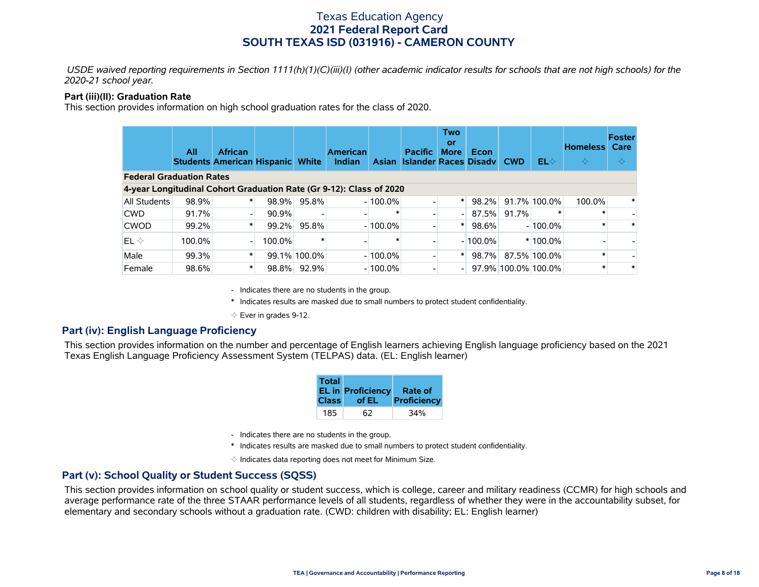Texas Education Agency
**2021 Federal Report Card**
**SOUTH TEXAS ISD (031916) - CAMERON COUNTY**

*USDE waived reporting requirements in Section 1111(h)(1)(C)(iii)(I) (other academic indicator results for schools that are not high schools) for the 2020-21 school year.*

**Part (iii)(II): Graduation Rate**

This section provides information on high school graduation rates for the class of 2020.

| | All Students | African American | Hispanic | White | American Indian | Asian | Pacific Islander | Two or More Races | Econ Disadv | CWD | EL✧ | Homeless ✧ | Foster Care ✧ |
|---|---|---|---|---|---|---|---|---|---|---|---|---|---|
| **Federal Graduation Rates** | | | | | | | | | | | | | |
| **4-year Longitudinal Cohort Graduation Rate (Gr 9-12): Class of 2020** | | | | | | | | | | | | | |
| All Students | 98.9% | * | 98.9% | 95.8% | - | 100.0% | - | * | 98.2% | 91.7% | 100.0% | 100.0% | * |
| CWD | 91.7% | - | 90.9% | - | - | * | - | - | 87.5% | 91.7% | * | * | - |
| CWOD | 99.2% | * | 99.2% | 95.8% | - | 100.0% | - | * | 98.6% | - | 100.0% | * | * |
| EL ✧ | 100.0% | - | 100.0% | * | - | * | - | - | 100.0% | * | 100.0% | - | - |
| Male | 99.3% | * | 99.1% | 100.0% | - | 100.0% | - | * | 98.7% | 87.5% | 100.0% | * | - |
| Female | 98.6% | * | 98.8% | 92.9% | - | 100.0% | - | - | 97.9% | 100.0% | 100.0% | * | * |

- Indicates there are no students in the group.
\* Indicates results are masked due to small numbers to protect student confidentiality.
✧ Ever in grades 9-12.

## Part (iv): English Language Proficiency

This section provides information on the number and percentage of English learners achieving English language proficiency based on the 2021 Texas English Language Proficiency Assessment System (TELPAS) data. (EL: English learner)

| Total EL in Class | Proficiency of EL | Rate of Proficiency |
|---|---|---|
| 185 | 62 | 34% |

- Indicates there are no students in the group.
\* Indicates results are masked due to small numbers to protect student confidentiality.
✧ Indicates data reporting does not meet for Minimum Size.

## Part (v): School Quality or Student Success (SQSS)

This section provides information on school quality or student success, which is college, career and military readiness (CCMR) for high schools and average performance rate of the three STAAR performance levels of all students, regardless of whether they were in the accountability subset, for elementary and secondary schools without a graduation rate. (CWD: children with disability; EL: English learner)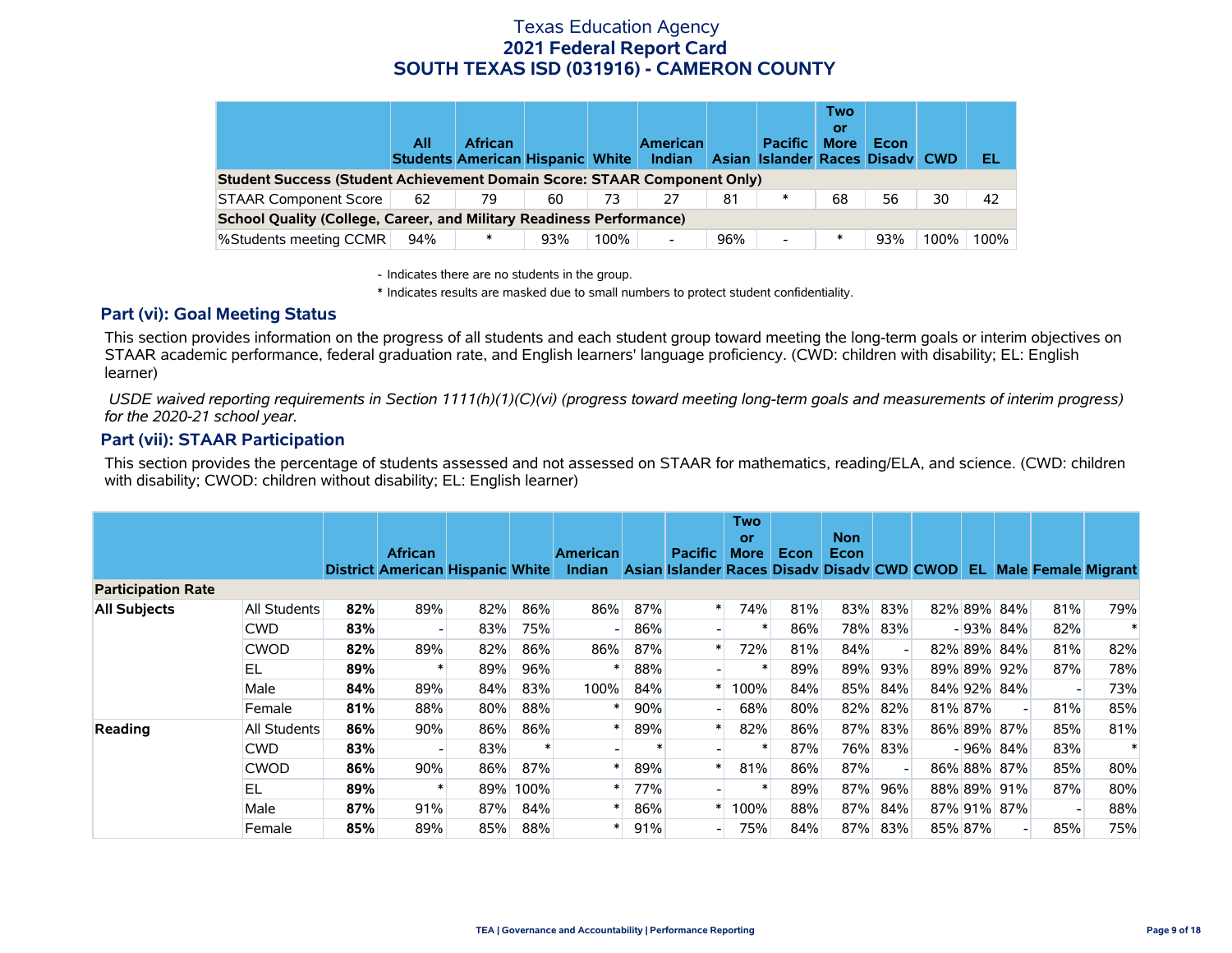# Texas Education Agency
## 2021 Federal Report Card
## SOUTH TEXAS ISD (031916) - CAMERON COUNTY

| | All Students | African American | Hispanic | White | American Indian | Asian | Pacific Islander | Two or More Races | Econ Disadv | CWD | EL |
|---|---|---|---|---|---|---|---|---|---|---|---|
| **Student Success (Student Achievement Domain Score: STAAR Component Only)** | | | | | | | | | | | |
| STAAR Component Score | 62 | 79 | 60 | 73 | 27 | 81 | * | 68 | 56 | 30 | 42 |
| **School Quality (College, Career, and Military Readiness Performance)** | | | | | | | | | | | |
| %Students meeting CCMR | 94% | * | 93% | 100% | - | 96% | - | * | 93% | 100% | 100% |

- Indicates there are no students in the group.

* Indicates results are masked due to small numbers to protect student confidentiality.

### Part (vi): Goal Meeting Status

This section provides information on the progress of all students and each student group toward meeting the long-term goals or interim objectives on STAAR academic performance, federal graduation rate, and English learners' language proficiency. (CWD: children with disability; EL: English learner)

*USDE waived reporting requirements in Section 1111(h)(1)(C)(vi) (progress toward meeting long-term goals and measurements of interim progress) for the 2020-21 school year.*

### Part (vii): STAAR Participation

This section provides the percentage of students assessed and not assessed on STAAR for mathematics, reading/ELA, and science. (CWD: children with disability; CWOD: children without disability; EL: English learner)

| | | District | African American | Hispanic | White | American Indian | Asian | Pacific Islander | Two or More Races | Econ Disadv | Non Econ Disadv | CWD | CWOD | EL | Male | Female | Migrant |
|---|---|---|---|---|---|---|---|---|---|---|---|---|---|---|---|---|---|
| **Participation Rate** | | | | | | | | | | | | | | | | | |
| **All Subjects** | All Students | **82%** | 89% | 82% | 86% | 86% | 87% | * | 74% | 81% | 83% | 83% | 82% | 89% | 84% | 81% | 79% |
| | CWD | **83%** | - | 83% | 75% | - | 86% | - | * | 86% | 78% | 83% | - | 93% | 84% | 82% | * |
| | CWOD | **82%** | 89% | 82% | 86% | 86% | 87% | * | 72% | 81% | 84% | - | 82% | 89% | 84% | 81% | 82% |
| | EL | **89%** | * | 89% | 96% | * | 88% | - | * | 89% | 89% | 93% | 89% | 89% | 92% | 87% | 78% |
| | Male | **84%** | 89% | 84% | 83% | 100% | 84% | * | 100% | 84% | 85% | 84% | 84% | 92% | 84% | - | 73% |
| | Female | **81%** | 88% | 80% | 88% | * | 90% | - | 68% | 80% | 82% | 82% | 81% | 87% | - | 81% | 85% |
| **Reading** | All Students | **86%** | 90% | 86% | 86% | * | 89% | * | 82% | 86% | 87% | 83% | 86% | 89% | 87% | 85% | 81% |
| | CWD | **83%** | - | 83% | * | - | * | - | * | 87% | 76% | 83% | - | 96% | 84% | 83% | * |
| | CWOD | **86%** | 90% | 86% | 87% | * | 89% | * | 81% | 86% | 87% | - | 86% | 88% | 87% | 85% | 80% |
| | EL | **89%** | * | 89% | 100% | * | 77% | - | * | 89% | 87% | 96% | 88% | 89% | 91% | 87% | 80% |
| | Male | **87%** | 91% | 87% | 84% | * | 86% | * | 100% | 88% | 87% | 84% | 87% | 91% | 87% | - | 88% |
| | Female | **85%** | 89% | 85% | 88% | * | 91% | - | 75% | 84% | 87% | 83% | 85% | 87% | - | 85% | 75% |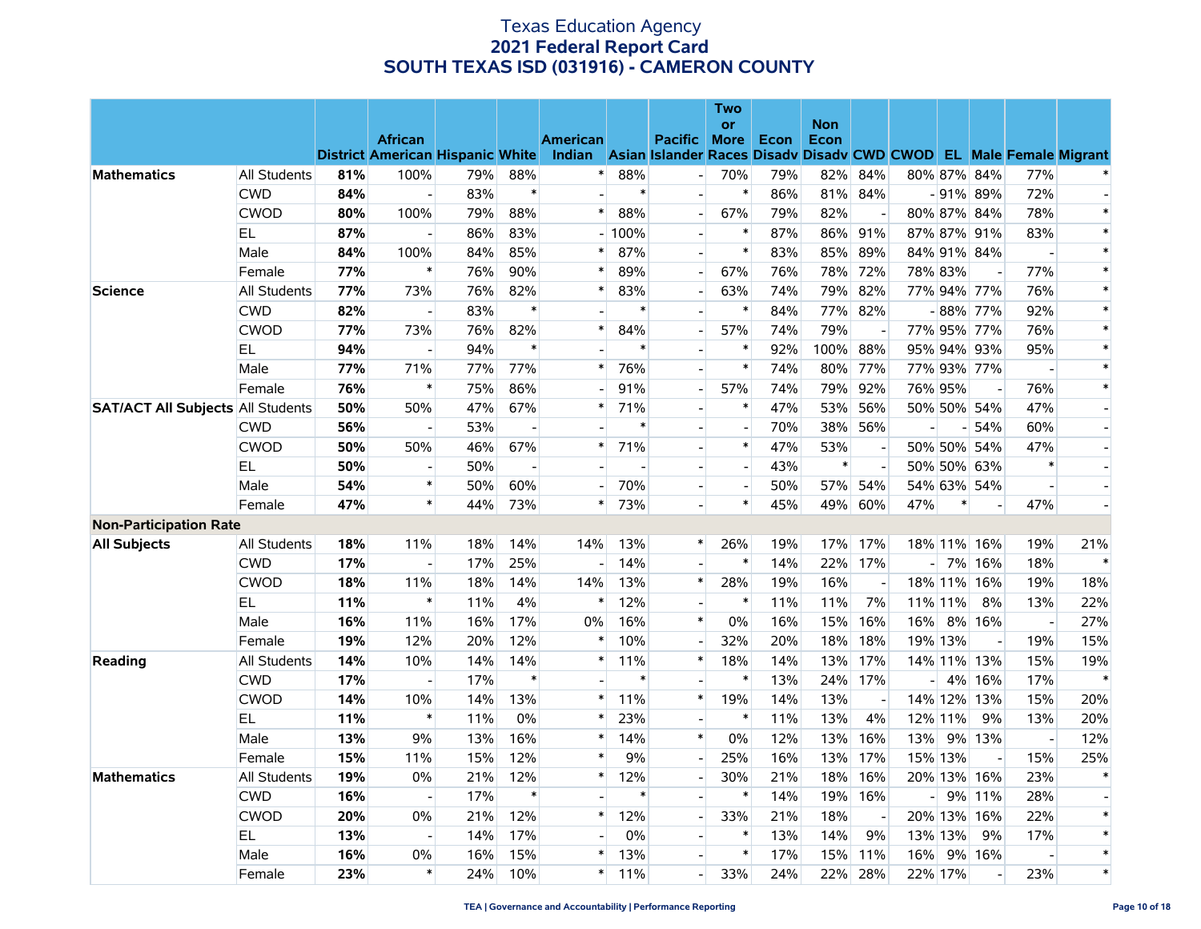# Texas Education Agency
## 2021 Federal Report Card
## SOUTH TEXAS ISD (031916) - CAMERON COUNTY

| | | District | African American | Hispanic | White | American Indian | Asian | Pacific Islander | Two or More Races | Econ Disadv | Non Econ Disadv | CWD | CWOD | EL | Male | Female | Migrant |
|---|---|---|---|---|---|---|---|---|---|---|---|---|---|---|---|---|---|
| **Mathematics** | All Students | **81%** | 100% | 79% | 88% | * | 88% | - | 70% | 79% | 82% | 84% | 80% | 87% | 84% | 77% | * |
| | CWD | **84%** | - | 83% | * | - | * | - | * | 86% | 81% | 84% | - | 91% | 89% | 72% | - |
| | CWOD | **80%** | 100% | 79% | 88% | * | 88% | - | 67% | 79% | 82% | - | 80% | 87% | 84% | 78% | * |
| | EL | **87%** | - | 86% | 83% | - | 100% | - | * | 87% | 86% | 91% | 87% | 87% | 91% | 83% | * |
| | Male | **84%** | 100% | 84% | 85% | * | 87% | - | * | 83% | 85% | 89% | 84% | 91% | 84% | - | * |
| | Female | **77%** | * | 76% | 90% | * | 89% | - | 67% | 76% | 78% | 72% | 78% | 83% | - | 77% | * |
| **Science** | All Students | **77%** | 73% | 76% | 82% | * | 83% | - | 63% | 74% | 79% | 82% | 77% | 94% | 77% | 76% | * |
| | CWD | **82%** | - | 83% | * | - | * | - | * | 84% | 77% | 82% | - | 88% | 77% | 92% | * |
| | CWOD | **77%** | 73% | 76% | 82% | * | 84% | - | 57% | 74% | 79% | - | 77% | 95% | 77% | 76% | * |
| | EL | **94%** | - | 94% | * | - | * | - | * | 92% | 100% | 88% | 95% | 94% | 93% | 95% | * |
| | Male | **77%** | 71% | 77% | 77% | * | 76% | - | * | 74% | 80% | 77% | 77% | 93% | 77% | - | * |
| | Female | **76%** | * | 75% | 86% | - | 91% | - | 57% | 74% | 79% | 92% | 76% | 95% | - | 76% | * |
| **SAT/ACT All Subjects** | All Students | **50%** | 50% | 47% | 67% | * | 71% | - | * | 47% | 53% | 56% | 50% | 50% | 54% | 47% | - |
| | CWD | **56%** | - | 53% | - | - | * | - | - | 70% | 38% | 56% | - | - | 54% | 60% | - |
| | CWOD | **50%** | 50% | 46% | 67% | * | 71% | - | * | 47% | 53% | - | 50% | 50% | 54% | 47% | - |
| | EL | **50%** | - | 50% | - | - | - | - | - | 43% | * | - | 50% | 50% | 63% | * | - |
| | Male | **54%** | * | 50% | 60% | - | 70% | - | - | 50% | 57% | 54% | 54% | 63% | 54% | - | - |
| | Female | **47%** | * | 44% | 73% | * | 73% | - | * | 45% | 49% | 60% | 47% | * | - | 47% | - |
| **Non-Participation Rate** | | | | | | | | | | | | | | | | | |
| **All Subjects** | All Students | **18%** | 11% | 18% | 14% | 14% | 13% | * | 26% | 19% | 17% | 17% | 18% | 11% | 16% | 19% | 21% |
| | CWD | **17%** | - | 17% | 25% | - | 14% | - | * | 14% | 22% | 17% | - | 7% | 16% | 18% | * |
| | CWOD | **18%** | 11% | 18% | 14% | 14% | 13% | * | 28% | 19% | 16% | - | 18% | 11% | 16% | 19% | 18% |
| | EL | **11%** | * | 11% | 4% | * | 12% | - | * | 11% | 11% | 7% | 11% | 11% | 8% | 13% | 22% |
| | Male | **16%** | 11% | 16% | 17% | 0% | 16% | * | 0% | 16% | 15% | 16% | 16% | 8% | 16% | - | 27% |
| | Female | **19%** | 12% | 20% | 12% | * | 10% | - | 32% | 20% | 18% | 18% | 19% | 13% | - | 19% | 15% |
| **Reading** | All Students | **14%** | 10% | 14% | 14% | * | 11% | * | 18% | 14% | 13% | 17% | 14% | 11% | 13% | 15% | 19% |
| | CWD | **17%** | - | 17% | * | - | * | - | * | 13% | 24% | 17% | - | 4% | 16% | 17% | * |
| | CWOD | **14%** | 10% | 14% | 13% | * | 11% | * | 19% | 14% | 13% | - | 14% | 12% | 13% | 15% | 20% |
| | EL | **11%** | * | 11% | 0% | * | 23% | - | * | 11% | 13% | 4% | 12% | 11% | 9% | 13% | 20% |
| | Male | **13%** | 9% | 13% | 16% | * | 14% | * | 0% | 12% | 13% | 16% | 13% | 9% | 13% | - | 12% |
| | Female | **15%** | 11% | 15% | 12% | * | 9% | - | 25% | 16% | 13% | 17% | 15% | 13% | - | 15% | 25% |
| **Mathematics** | All Students | **19%** | 0% | 21% | 12% | * | 12% | - | 30% | 21% | 18% | 16% | 20% | 13% | 16% | 23% | * |
| | CWD | **16%** | - | 17% | * | - | * | - | * | 14% | 19% | 16% | - | 9% | 11% | 28% | - |
| | CWOD | **20%** | 0% | 21% | 12% | * | 12% | - | 33% | 21% | 18% | - | 20% | 13% | 16% | 22% | * |
| | EL | **13%** | - | 14% | 17% | - | 0% | - | * | 13% | 14% | 9% | 13% | 13% | 9% | 17% | * |
| | Male | **16%** | 0% | 16% | 15% | * | 13% | - | * | 17% | 15% | 11% | 16% | 9% | 16% | - | * |
| | Female | **23%** | * | 24% | 10% | * | 11% | - | 33% | 24% | 22% | 28% | 22% | 17% | - | 23% | * |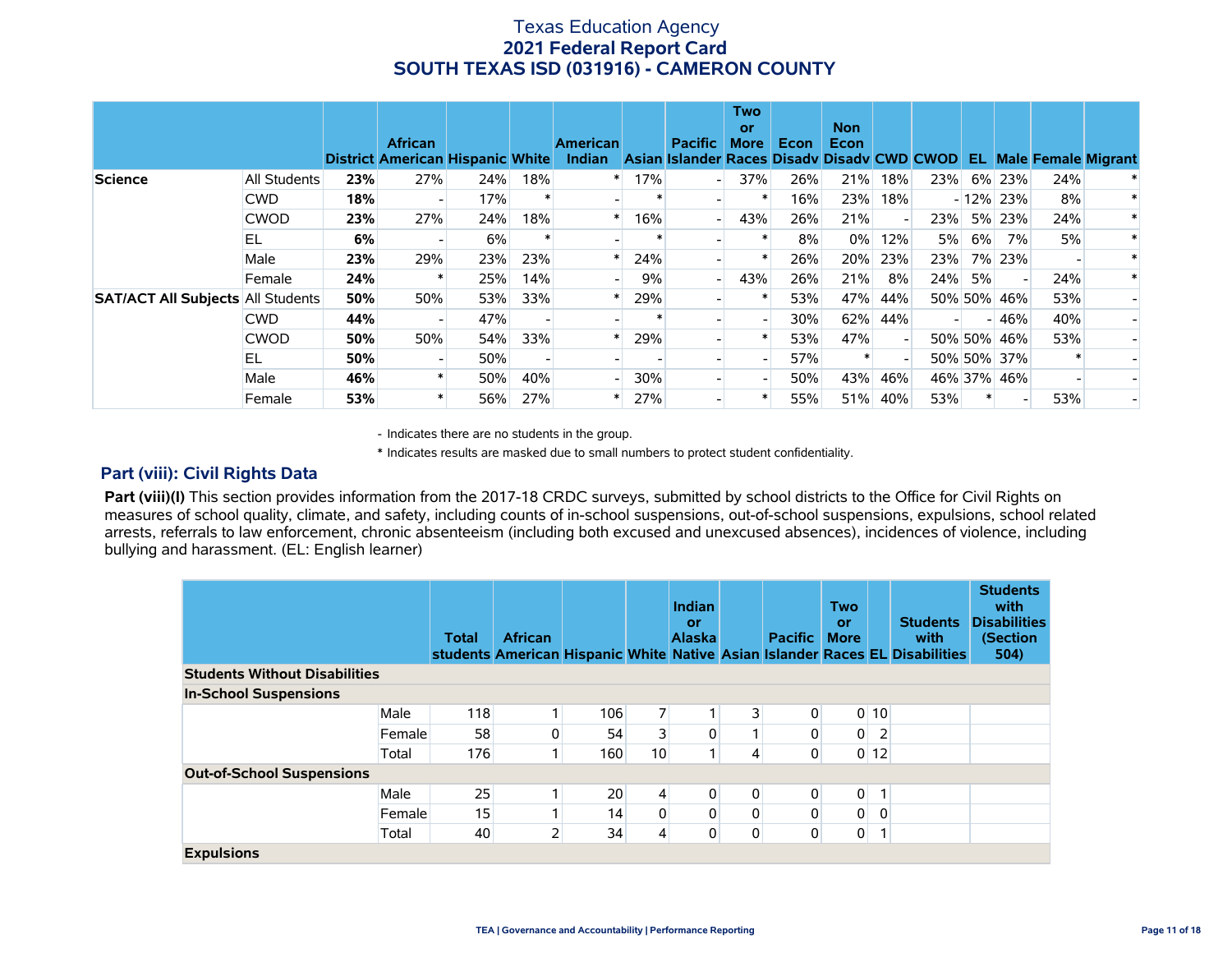# Texas Education Agency
## 2021 Federal Report Card
## SOUTH TEXAS ISD (031916) - CAMERON COUNTY

| | | District | African American | Hispanic | White | American Indian | Asian | Pacific Islander | Two or More Races | Econ Disadv | Non Econ Disadv | CWD | CWOD | EL | Male | Female | Migrant |
|---|---|---|---|---|---|---|---|---|---|---|---|---|---|---|---|---|---|
| **Science** | All Students | **23%** | 27% | 24% | 18% | * | 17% | - | 37% | 26% | 21% | 18% | 23% | 6% | 23% | 24% | * |
| | CWD | **18%** | - | 17% | * | - | * | - | * | 16% | 23% | 18% | - | 12% | 23% | 8% | * |
| | CWOD | **23%** | 27% | 24% | 18% | * | 16% | - | 43% | 26% | 21% | - | 23% | 5% | 23% | 24% | * |
| | EL | **6%** | - | 6% | * | - | * | - | * | 8% | 0% | 12% | 5% | 6% | 7% | 5% | * |
| | Male | **23%** | 29% | 23% | 23% | * | 24% | - | * | 26% | 20% | 23% | 23% | 7% | 23% | - | * |
| | Female | **24%** | * | 25% | 14% | - | 9% | - | 43% | 26% | 21% | 8% | 24% | 5% | - | 24% | * |
| **SAT/ACT All Subjects** | All Students | **50%** | 50% | 53% | 33% | * | 29% | - | * | 53% | 47% | 44% | 50% | 50% | 46% | 53% | - |
| | CWD | **44%** | - | 47% | - | - | * | - | - | 30% | 62% | 44% | - | - | 46% | 40% | - |
| | CWOD | **50%** | 50% | 54% | 33% | * | 29% | - | * | 53% | 47% | - | 50% | 50% | 46% | 53% | - |
| | EL | **50%** | - | 50% | - | - | - | - | - | 57% | * | - | 50% | 50% | 37% | * | - |
| | Male | **46%** | * | 50% | 40% | - | 30% | - | - | 50% | 43% | 46% | 46% | 37% | 46% | - | - |
| | Female | **53%** | * | 56% | 27% | * | 27% | - | * | 55% | 51% | 40% | 53% | * | - | 53% | - |

- Indicates there are no students in the group.

\* Indicates results are masked due to small numbers to protect student confidentiality.

### Part (viii): Civil Rights Data

**Part (viii)(I)** This section provides information from the 2017-18 CRDC surveys, submitted by school districts to the Office for Civil Rights on measures of school quality, climate, and safety, including counts of in-school suspensions, out-of-school suspensions, expulsions, school related arrests, referrals to law enforcement, chronic absenteeism (including both excused and unexcused absences), incidences of violence, including bullying and harassment. (EL: English learner)

| | | Total students | African American | Hispanic | White | Indian or Alaska Native | Asian | Pacific Islander | Two or More Races | EL | Students with Disabilities | Students with Disabilities (Section 504) |
|---|---|---|---|---|---|---|---|---|---|---|---|---|
| **Students Without Disabilities** | | | | | | | | | | | | |
| **In-School Suspensions** | | | | | | | | | | | | |
| | Male | 118 | 1 | 106 | 7 | 1 | 3 | 0 | 0 | 10 | | |
| | Female | 58 | 0 | 54 | 3 | 0 | 1 | 0 | 0 | 2 | | |
| | Total | 176 | 1 | 160 | 10 | 1 | 4 | 0 | 0 | 12 | | |
| **Out-of-School Suspensions** | | | | | | | | | | | | |
| | Male | 25 | 1 | 20 | 4 | 0 | 0 | 0 | 0 | 1 | | |
| | Female | 15 | 1 | 14 | 0 | 0 | 0 | 0 | 0 | 0 | | |
| | Total | 40 | 2 | 34 | 4 | 0 | 0 | 0 | 0 | 1 | | |
| **Expulsions** | | | | | | | | | | | | |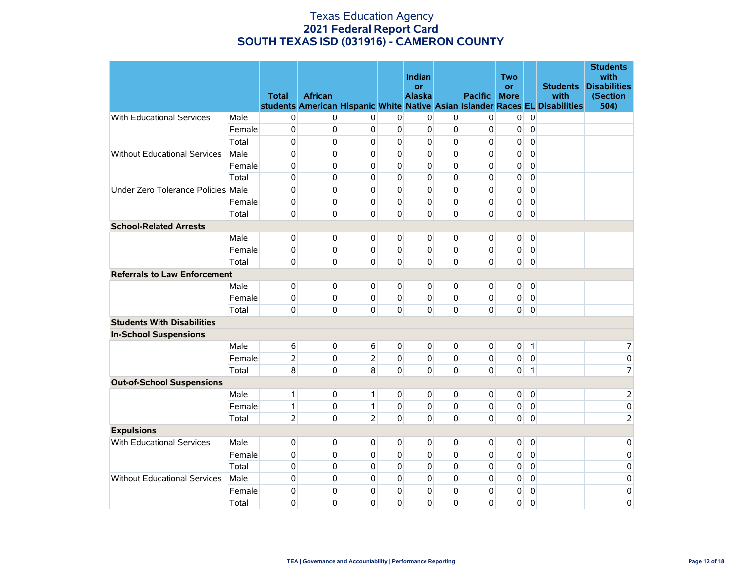# Texas Education Agency
## 2021 Federal Report Card
## SOUTH TEXAS ISD (031916) - CAMERON COUNTY

| | | Total students | African American | Hispanic | White | Indian or Alaska Native | Asian | Pacific Islander | Two or More Races | EL | Students with Disabilities | Students with Disabilities (Section 504) |
|---|---|---|---|---|---|---|---|---|---|---|---|---|
| With Educational Services | Male | 0 | 0 | 0 | 0 | 0 | 0 | 0 | 0 | 0 | | |
| | Female | 0 | 0 | 0 | 0 | 0 | 0 | 0 | 0 | 0 | | |
| | Total | 0 | 0 | 0 | 0 | 0 | 0 | 0 | 0 | 0 | | |
| Without Educational Services | Male | 0 | 0 | 0 | 0 | 0 | 0 | 0 | 0 | 0 | | |
| | Female | 0 | 0 | 0 | 0 | 0 | 0 | 0 | 0 | 0 | | |
| | Total | 0 | 0 | 0 | 0 | 0 | 0 | 0 | 0 | 0 | | |
| Under Zero Tolerance Policies | Male | 0 | 0 | 0 | 0 | 0 | 0 | 0 | 0 | 0 | | |
| | Female | 0 | 0 | 0 | 0 | 0 | 0 | 0 | 0 | 0 | | |
| | Total | 0 | 0 | 0 | 0 | 0 | 0 | 0 | 0 | 0 | | |
| **School-Related Arrests** | | | | | | | | | | | | |
| | Male | 0 | 0 | 0 | 0 | 0 | 0 | 0 | 0 | 0 | | |
| | Female | 0 | 0 | 0 | 0 | 0 | 0 | 0 | 0 | 0 | | |
| | Total | 0 | 0 | 0 | 0 | 0 | 0 | 0 | 0 | 0 | | |
| **Referrals to Law Enforcement** | | | | | | | | | | | | |
| | Male | 0 | 0 | 0 | 0 | 0 | 0 | 0 | 0 | 0 | | |
| | Female | 0 | 0 | 0 | 0 | 0 | 0 | 0 | 0 | 0 | | |
| | Total | 0 | 0 | 0 | 0 | 0 | 0 | 0 | 0 | 0 | | |
| **Students With Disabilities** | | | | | | | | | | | | |
| **In-School Suspensions** | | | | | | | | | | | | |
| | Male | 6 | 0 | 6 | 0 | 0 | 0 | 0 | 0 | 1 | | 7 |
| | Female | 2 | 0 | 2 | 0 | 0 | 0 | 0 | 0 | 0 | | 0 |
| | Total | 8 | 0 | 8 | 0 | 0 | 0 | 0 | 0 | 1 | | 7 |
| **Out-of-School Suspensions** | | | | | | | | | | | | |
| | Male | 1 | 0 | 1 | 0 | 0 | 0 | 0 | 0 | 0 | | 2 |
| | Female | 1 | 0 | 1 | 0 | 0 | 0 | 0 | 0 | 0 | | 0 |
| | Total | 2 | 0 | 2 | 0 | 0 | 0 | 0 | 0 | 0 | | 2 |
| **Expulsions** | | | | | | | | | | | | |
| With Educational Services | Male | 0 | 0 | 0 | 0 | 0 | 0 | 0 | 0 | 0 | | 0 |
| | Female | 0 | 0 | 0 | 0 | 0 | 0 | 0 | 0 | 0 | | 0 |
| | Total | 0 | 0 | 0 | 0 | 0 | 0 | 0 | 0 | 0 | | 0 |
| Without Educational Services | Male | 0 | 0 | 0 | 0 | 0 | 0 | 0 | 0 | 0 | | 0 |
| | Female | 0 | 0 | 0 | 0 | 0 | 0 | 0 | 0 | 0 | | 0 |
| | Total | 0 | 0 | 0 | 0 | 0 | 0 | 0 | 0 | 0 | | 0 |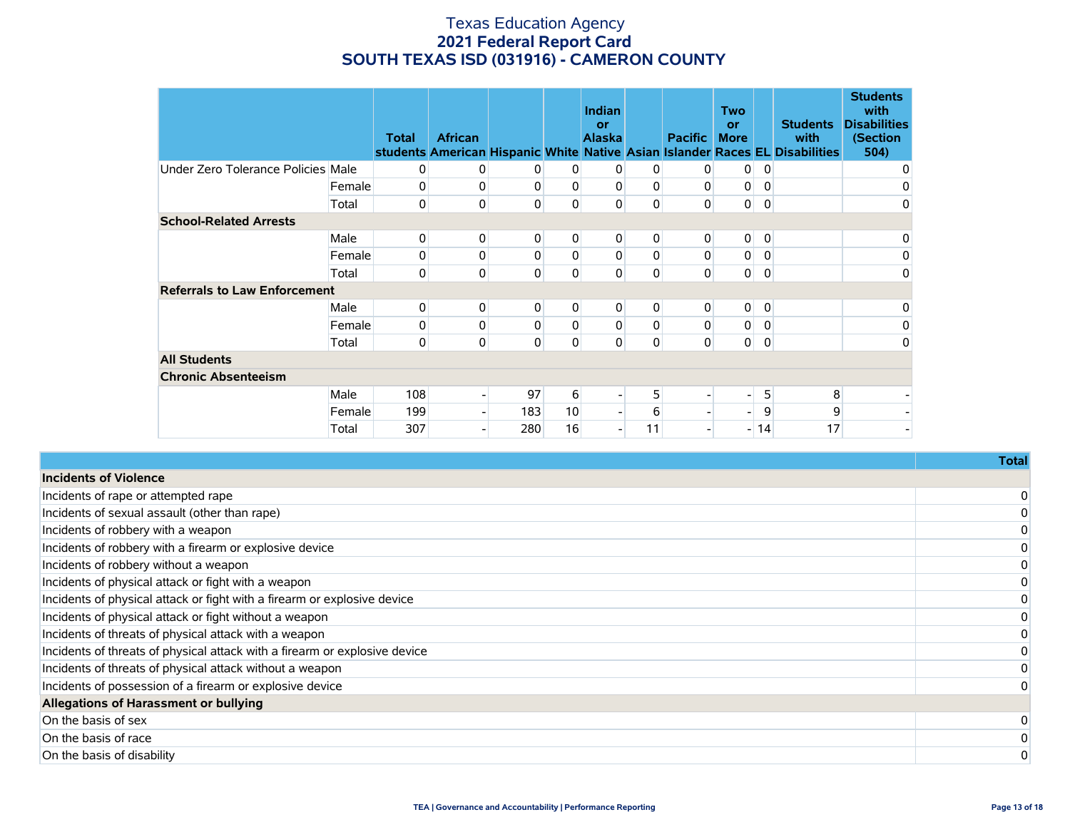# Texas Education Agency
## 2021 Federal Report Card
## SOUTH TEXAS ISD (031916) - CAMERON COUNTY

| | | Total students | African American | Hispanic | White | Indian or Alaska Native | Asian | Pacific Islander | Two or More Races | EL | Students with Disabilities | Students with Disabilities (Section 504) |
|---|---|---|---|---|---|---|---|---|---|---|---|---|
| Under Zero Tolerance Policies | Male | 0 | 0 | 0 | 0 | 0 | 0 | 0 | 0 | 0 | | 0 |
| | Female | 0 | 0 | 0 | 0 | 0 | 0 | 0 | 0 | 0 | | 0 |
| | Total | 0 | 0 | 0 | 0 | 0 | 0 | 0 | 0 | 0 | | 0 |
| **School-Related Arrests** | | | | | | | | | | | | |
| | Male | 0 | 0 | 0 | 0 | 0 | 0 | 0 | 0 | 0 | | 0 |
| | Female | 0 | 0 | 0 | 0 | 0 | 0 | 0 | 0 | 0 | | 0 |
| | Total | 0 | 0 | 0 | 0 | 0 | 0 | 0 | 0 | 0 | | 0 |
| **Referrals to Law Enforcement** | | | | | | | | | | | | |
| | Male | 0 | 0 | 0 | 0 | 0 | 0 | 0 | 0 | 0 | | 0 |
| | Female | 0 | 0 | 0 | 0 | 0 | 0 | 0 | 0 | 0 | | 0 |
| | Total | 0 | 0 | 0 | 0 | 0 | 0 | 0 | 0 | 0 | | 0 |
| **All Students** | | | | | | | | | | | | |
| **Chronic Absenteeism** | | | | | | | | | | | | |
| | Male | 108 | - | 97 | 6 | - | 5 | - | - | 5 | 8 | - |
| | Female | 199 | - | 183 | 10 | - | 6 | - | - | 9 | 9 | - |
| | Total | 307 | - | 280 | 16 | - | 11 | - | - | 14 | 17 | - |

| | Total |
|---|---|
| **Incidents of Violence** | |
| Incidents of rape or attempted rape | 0 |
| Incidents of sexual assault (other than rape) | 0 |
| Incidents of robbery with a weapon | 0 |
| Incidents of robbery with a firearm or explosive device | 0 |
| Incidents of robbery without a weapon | 0 |
| Incidents of physical attack or fight with a weapon | 0 |
| Incidents of physical attack or fight with a firearm or explosive device | 0 |
| Incidents of physical attack or fight without a weapon | 0 |
| Incidents of threats of physical attack with a weapon | 0 |
| Incidents of threats of physical attack with a firearm or explosive device | 0 |
| Incidents of threats of physical attack without a weapon | 0 |
| Incidents of possession of a firearm or explosive device | 0 |
| **Allegations of Harassment or bullying** | |
| On the basis of sex | 0 |
| On the basis of race | 0 |
| On the basis of disability | 0 |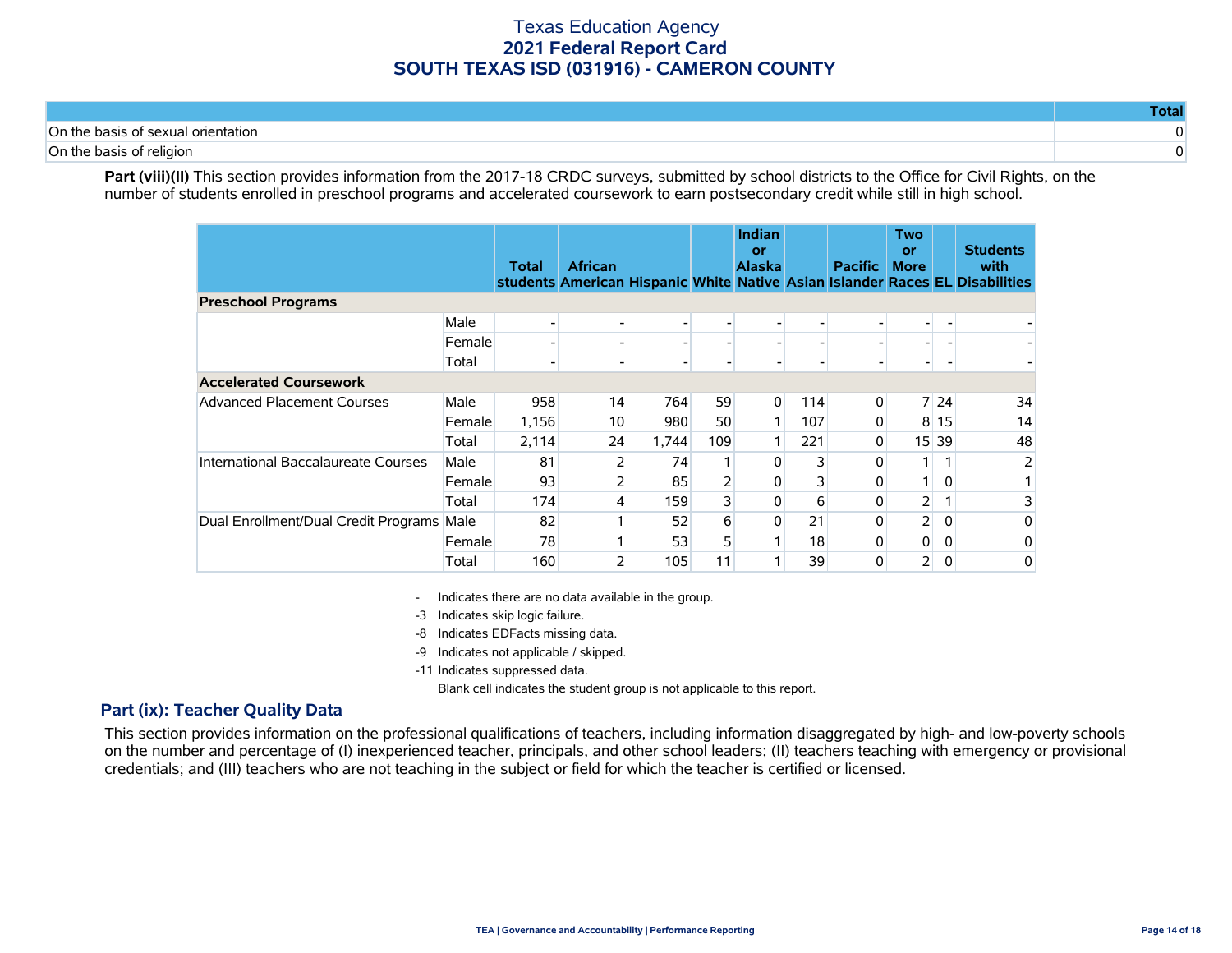# Texas Education Agency
## 2021 Federal Report Card
## SOUTH TEXAS ISD (031916) - CAMERON COUNTY

| | Total |
|---|---|
| On the basis of sexual orientation | 0 |
| On the basis of religion | 0 |

**Part (viii)(II)** This section provides information from the 2017-18 CRDC surveys, submitted by school districts to the Office for Civil Rights, on the number of students enrolled in preschool programs and accelerated coursework to earn postsecondary credit while still in high school.

| | | Total students | African American | Hispanic | White | Indian or Alaska Native | Asian | Pacific Islander | Two or More Races | EL | Students with Disabilities |
|---|---|---|---|---|---|---|---|---|---|---|---|
| **Preschool Programs** | | | | | | | | | | | |
| | Male | - | - | - | - | - | - | - | - | - | - |
| | Female | - | - | - | - | - | - | - | - | - | - |
| | Total | - | - | - | - | - | - | - | - | - | - |
| **Accelerated Coursework** | | | | | | | | | | | |
| Advanced Placement Courses | Male | 958 | 14 | 764 | 59 | 0 | 114 | 0 | 7 | 24 | 34 |
| | Female | 1,156 | 10 | 980 | 50 | 1 | 107 | 0 | 8 | 15 | 14 |
| | Total | 2,114 | 24 | 1,744 | 109 | 1 | 221 | 0 | 15 | 39 | 48 |
| International Baccalaureate Courses | Male | 81 | 2 | 74 | 1 | 0 | 3 | 0 | 1 | 1 | 2 |
| | Female | 93 | 2 | 85 | 2 | 0 | 3 | 0 | 1 | 0 | 1 |
| | Total | 174 | 4 | 159 | 3 | 0 | 6 | 0 | 2 | 1 | 3 |
| Dual Enrollment/Dual Credit Programs | Male | 82 | 1 | 52 | 6 | 0 | 21 | 0 | 2 | 0 | 0 |
| | Female | 78 | 1 | 53 | 5 | 1 | 18 | 0 | 0 | 0 | 0 |
| | Total | 160 | 2 | 105 | 11 | 1 | 39 | 0 | 2 | 0 | 0 |

- Indicates there are no data available in the group.
-3 Indicates skip logic failure.
-8 Indicates EDFacts missing data.
-9 Indicates not applicable / skipped.
-11 Indicates suppressed data.
Blank cell indicates the student group is not applicable to this report.

### Part (ix): Teacher Quality Data

This section provides information on the professional qualifications of teachers, including information disaggregated by high- and low-poverty schools on the number and percentage of (I) inexperienced teacher, principals, and other school leaders; (II) teachers teaching with emergency or provisional credentials; and (III) teachers who are not teaching in the subject or field for which the teacher is certified or licensed.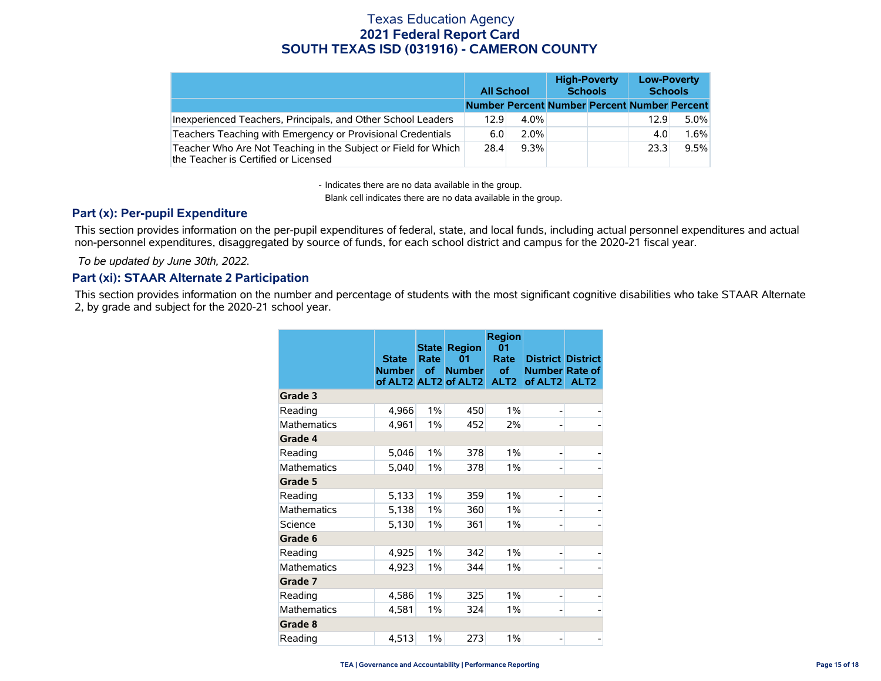# Texas Education Agency
## 2021 Federal Report Card
## SOUTH TEXAS ISD (031916) - CAMERON COUNTY

| | All School | | High-Poverty Schools | | Low-Poverty Schools | |
|---|---|---|---|---|---|---|
| | Number | Percent | Number | Percent | Number | Percent |
| Inexperienced Teachers, Principals, and Other School Leaders | 12.9 | 4.0% | | | 12.9 | 5.0% |
| Teachers Teaching with Emergency or Provisional Credentials | 6.0 | 2.0% | | | 4.0 | 1.6% |
| Teacher Who Are Not Teaching in the Subject or Field for Which the Teacher is Certified or Licensed | 28.4 | 9.3% | | | 23.3 | 9.5% |

- Indicates there are no data available in the group.
Blank cell indicates there are no data available in the group.

### Part (x): Per-pupil Expenditure

This section provides information on the per-pupil expenditures of federal, state, and local funds, including actual personnel expenditures and actual non-personnel expenditures, disaggregated by source of funds, for each school district and campus for the 2020-21 fiscal year.

*To be updated by June 30th, 2022.*

### Part (xi): STAAR Alternate 2 Participation

This section provides information on the number and percentage of students with the most significant cognitive disabilities who take STAAR Alternate 2, by grade and subject for the 2020-21 school year.

| | State Number of ALT2 | State Rate of ALT2 | Region 01 Number of ALT2 | Region 01 Rate of ALT2 | District Number of ALT2 | District Rate of ALT2 |
|---|---|---|---|---|---|---|
| **Grade 3** | | | | | | |
| Reading | 4,966 | 1% | 450 | 1% | - | - |
| Mathematics | 4,961 | 1% | 452 | 2% | - | - |
| **Grade 4** | | | | | | |
| Reading | 5,046 | 1% | 378 | 1% | - | - |
| Mathematics | 5,040 | 1% | 378 | 1% | - | - |
| **Grade 5** | | | | | | |
| Reading | 5,133 | 1% | 359 | 1% | - | - |
| Mathematics | 5,138 | 1% | 360 | 1% | - | - |
| Science | 5,130 | 1% | 361 | 1% | - | - |
| **Grade 6** | | | | | | |
| Reading | 4,925 | 1% | 342 | 1% | - | - |
| Mathematics | 4,923 | 1% | 344 | 1% | - | - |
| **Grade 7** | | | | | | |
| Reading | 4,586 | 1% | 325 | 1% | - | - |
| Mathematics | 4,581 | 1% | 324 | 1% | - | - |
| **Grade 8** | | | | | | |
| Reading | 4,513 | 1% | 273 | 1% | - | - |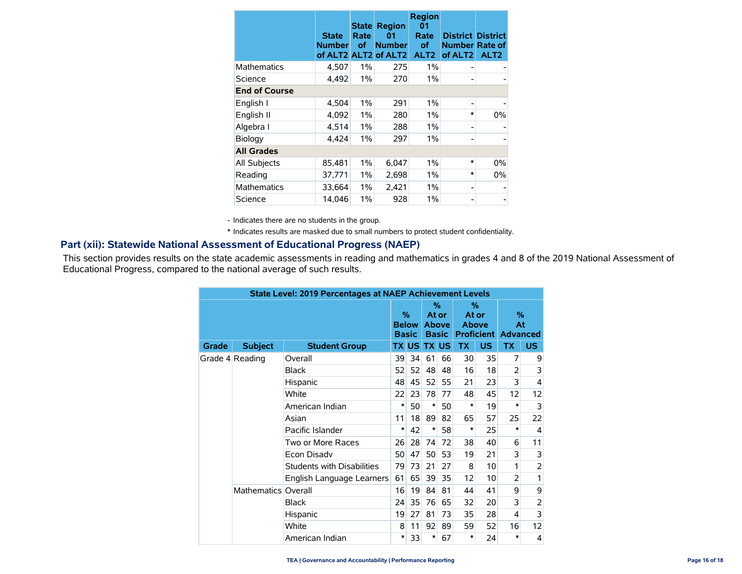| | State Number of ALT2 | State Rate of ALT2 | Region 01 Number of ALT2 | Region 01 Rate of ALT2 | District Number of ALT2 | District Rate of ALT2 |
|---|---|---|---|---|---|---|
| Mathematics | 4,507 | 1% | 275 | 1% | - | - |
| Science | 4,492 | 1% | 270 | 1% | - | - |
| **End of Course** | | | | | | |
| English I | 4,504 | 1% | 291 | 1% | - | - |
| English II | 4,092 | 1% | 280 | 1% | * | 0% |
| Algebra I | 4,514 | 1% | 288 | 1% | - | - |
| Biology | 4,424 | 1% | 297 | 1% | - | - |
| **All Grades** | | | | | | |
| All Subjects | 85,481 | 1% | 6,047 | 1% | * | 0% |
| Reading | 37,771 | 1% | 2,698 | 1% | * | 0% |
| Mathematics | 33,664 | 1% | 2,421 | 1% | - | - |
| Science | 14,046 | 1% | 928 | 1% | - | - |

- Indicates there are no students in the group.

\* Indicates results are masked due to small numbers to protect student confidentiality.

## Part (xii): Statewide National Assessment of Educational Progress (NAEP)

This section provides results on the state academic assessments in reading and mathematics in grades 4 and 8 of the 2019 National Assessment of Educational Progress, compared to the national average of such results.

| State Level: 2019 Percentages at NAEP Achievement Levels | | | | | | | | | | |
|---|---|---|---|---|---|---|---|---|---|---|
| | | | % Below Basic | | % At or Above Basic | | % At or Above Proficient | | % At Advanced | |
| Grade | Subject | Student Group | TX | US | TX | US | TX | US | TX | US |
| Grade 4 | Reading | Overall | 39 | 34 | 61 | 66 | 30 | 35 | 7 | 9 |
| | | Black | 52 | 52 | 48 | 48 | 16 | 18 | 2 | 3 |
| | | Hispanic | 48 | 45 | 52 | 55 | 21 | 23 | 3 | 4 |
| | | White | 22 | 23 | 78 | 77 | 48 | 45 | 12 | 12 |
| | | American Indian | * | 50 | * | 50 | * | 19 | * | 3 |
| | | Asian | 11 | 18 | 89 | 82 | 65 | 57 | 25 | 22 |
| | | Pacific Islander | * | 42 | * | 58 | * | 25 | * | 4 |
| | | Two or More Races | 26 | 28 | 74 | 72 | 38 | 40 | 6 | 11 |
| | | Econ Disadv | 50 | 47 | 50 | 53 | 19 | 21 | 3 | 3 |
| | | Students with Disabilities | 79 | 73 | 21 | 27 | 8 | 10 | 1 | 2 |
| | | English Language Learners | 61 | 65 | 39 | 35 | 12 | 10 | 2 | 1 |
| | Mathematics | Overall | 16 | 19 | 84 | 81 | 44 | 41 | 9 | 9 |
| | | Black | 24 | 35 | 76 | 65 | 32 | 20 | 3 | 2 |
| | | Hispanic | 19 | 27 | 81 | 73 | 35 | 28 | 4 | 3 |
| | | White | 8 | 11 | 92 | 89 | 59 | 52 | 16 | 12 |
| | | American Indian | * | 33 | * | 67 | * | 24 | * | 4 |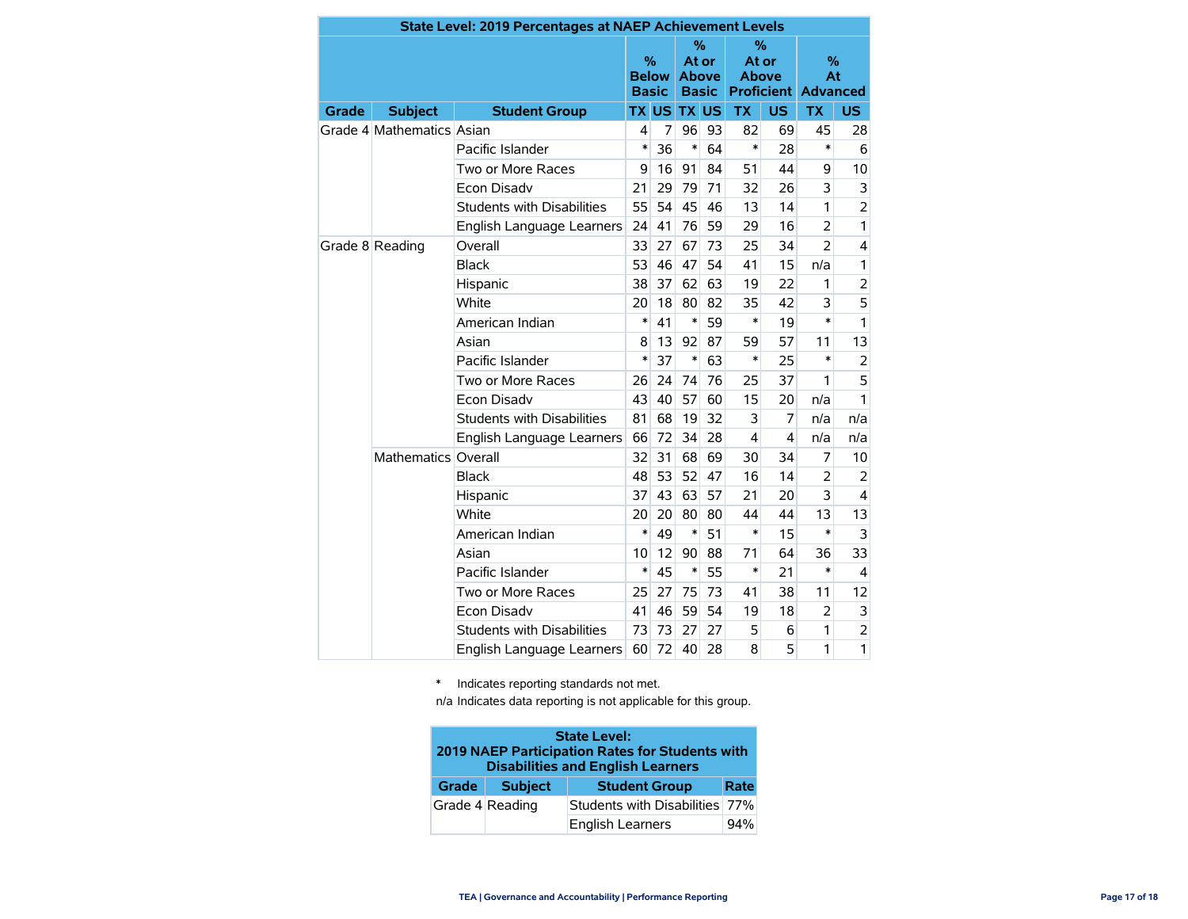| State Level: 2019 Percentages at NAEP Achievement Levels | | | | | | | | | | |
|---|---|---|---|---|---|---|---|---|---|---|
| | | | % Below Basic | | % At or Above Basic | | % At or Above Proficient | | % At Advanced | |
| Grade | Subject | Student Group | TX | US | TX | US | TX | US | TX | US |
| Grade 4 | Mathematics | Asian | 4 | 7 | 96 | 93 | 82 | 69 | 45 | 28 |
| | | Pacific Islander | * | 36 | * | 64 | * | 28 | * | 6 |
| | | Two or More Races | 9 | 16 | 91 | 84 | 51 | 44 | 9 | 10 |
| | | Econ Disadv | 21 | 29 | 79 | 71 | 32 | 26 | 3 | 3 |
| | | Students with Disabilities | 55 | 54 | 45 | 46 | 13 | 14 | 1 | 2 |
| | | English Language Learners | 24 | 41 | 76 | 59 | 29 | 16 | 2 | 1 |
| Grade 8 | Reading | Overall | 33 | 27 | 67 | 73 | 25 | 34 | 2 | 4 |
| | | Black | 53 | 46 | 47 | 54 | 41 | 15 | n/a | 1 |
| | | Hispanic | 38 | 37 | 62 | 63 | 19 | 22 | 1 | 2 |
| | | White | 20 | 18 | 80 | 82 | 35 | 42 | 3 | 5 |
| | | American Indian | * | 41 | * | 59 | * | 19 | * | 1 |
| | | Asian | 8 | 13 | 92 | 87 | 59 | 57 | 11 | 13 |
| | | Pacific Islander | * | 37 | * | 63 | * | 25 | * | 2 |
| | | Two or More Races | 26 | 24 | 74 | 76 | 25 | 37 | 1 | 5 |
| | | Econ Disadv | 43 | 40 | 57 | 60 | 15 | 20 | n/a | 1 |
| | | Students with Disabilities | 81 | 68 | 19 | 32 | 3 | 7 | n/a | n/a |
| | | English Language Learners | 66 | 72 | 34 | 28 | 4 | 4 | n/a | n/a |
| | Mathematics | Overall | 32 | 31 | 68 | 69 | 30 | 34 | 7 | 10 |
| | | Black | 48 | 53 | 52 | 47 | 16 | 14 | 2 | 2 |
| | | Hispanic | 37 | 43 | 63 | 57 | 21 | 20 | 3 | 4 |
| | | White | 20 | 20 | 80 | 80 | 44 | 44 | 13 | 13 |
| | | American Indian | * | 49 | * | 51 | * | 15 | * | 3 |
| | | Asian | 10 | 12 | 90 | 88 | 71 | 64 | 36 | 33 |
| | | Pacific Islander | * | 45 | * | 55 | * | 21 | * | 4 |
| | | Two or More Races | 25 | 27 | 75 | 73 | 41 | 38 | 11 | 12 |
| | | Econ Disadv | 41 | 46 | 59 | 54 | 19 | 18 | 2 | 3 |
| | | Students with Disabilities | 73 | 73 | 27 | 27 | 5 | 6 | 1 | 2 |
| | | English Language Learners | 60 | 72 | 40 | 28 | 8 | 5 | 1 | 1 |

\* Indicates reporting standards not met.

n/a Indicates data reporting is not applicable for this group.

| State Level: 2019 NAEP Participation Rates for Students with Disabilities and English Learners | | | |
|---|---|---|---|
| Grade | Subject | Student Group | Rate |
| Grade 4 | Reading | Students with Disabilities | 77% |
| | | English Learners | 94% |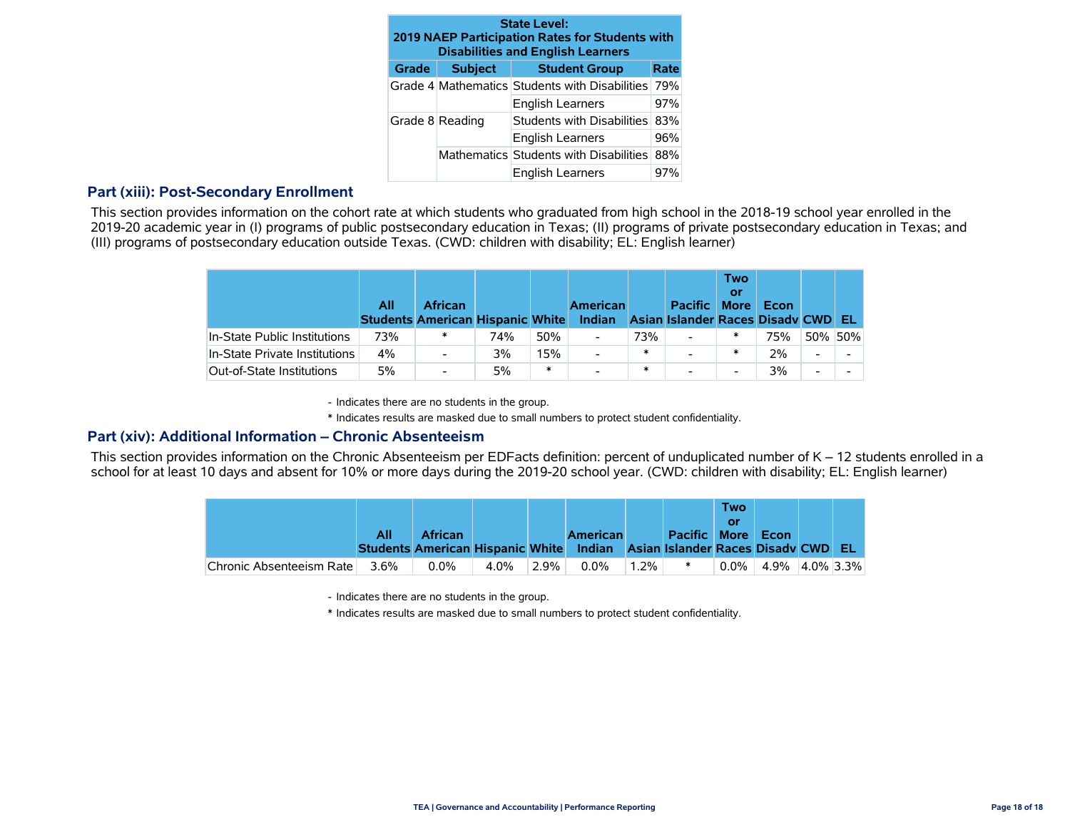| State Level: 2019 NAEP Participation Rates for Students with Disabilities and English Learners | | | |
|---|---|---|---|
| Grade | Subject | Student Group | Rate |
| Grade 4 | Mathematics | Students with Disabilities | 79% |
| | | English Learners | 97% |
| Grade 8 | Reading | Students with Disabilities | 83% |
| | | English Learners | 96% |
| | Mathematics | Students with Disabilities | 88% |
| | | English Learners | 97% |

## Part (xiii): Post-Secondary Enrollment

This section provides information on the cohort rate at which students who graduated from high school in the 2018-19 school year enrolled in the 2019-20 academic year in (I) programs of public postsecondary education in Texas; (II) programs of private postsecondary education in Texas; and (III) programs of postsecondary education outside Texas. (CWD: children with disability; EL: English learner)

| | All Students | African American | Hispanic | White | American Indian | Asian | Pacific Islander | Two or More Races | Econ Disadv | CWD | EL |
|---|---|---|---|---|---|---|---|---|---|---|---|
| In-State Public Institutions | 73% | * | 74% | 50% | - | 73% | - | * | 75% | 50% | 50% |
| In-State Private Institutions | 4% | - | 3% | 15% | - | * | - | * | 2% | - | - |
| Out-of-State Institutions | 5% | - | 5% | * | - | * | - | - | 3% | - | - |

- Indicates there are no students in the group.

\* Indicates results are masked due to small numbers to protect student confidentiality.

## Part (xiv): Additional Information – Chronic Absenteeism

This section provides information on the Chronic Absenteeism per EDFacts definition: percent of unduplicated number of K – 12 students enrolled in a school for at least 10 days and absent for 10% or more days during the 2019-20 school year. (CWD: children with disability; EL: English learner)

| | All Students | African American | Hispanic | White | American Indian | Asian | Pacific Islander | Two or More Races | Econ Disadv | CWD | EL |
|---|---|---|---|---|---|---|---|---|---|---|---|
| Chronic Absenteeism Rate | 3.6% | 0.0% | 4.0% | 2.9% | 0.0% | 1.2% | * | 0.0% | 4.9% | 4.0% | 3.3% |

- Indicates there are no students in the group.

\* Indicates results are masked due to small numbers to protect student confidentiality.